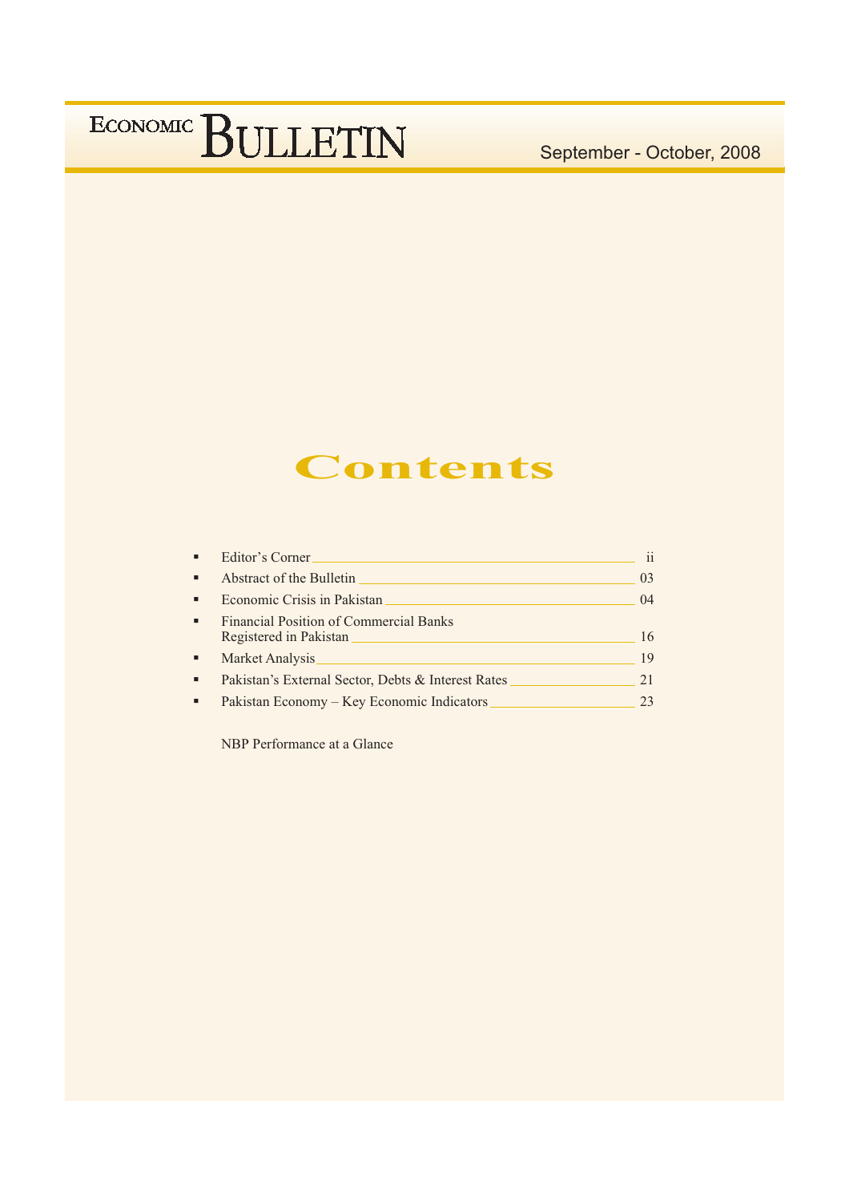ECONOMIC BULLETIN

September - October, 2008

# Contents

- Editor's Corner ........ ii
- Abstract of the Bulletin ........ 03
- Economic Crisis in Pakistan ........ 04
- Financial Position of Commercial Banks Registered in Pakistan ........ 16
- Market Analysis ........ 19
- Pakistan's External Sector, Debts & Interest Rates ........ 21
- Pakistan Economy – Key Economic Indicators ........ 23

NBP Performance at a Glance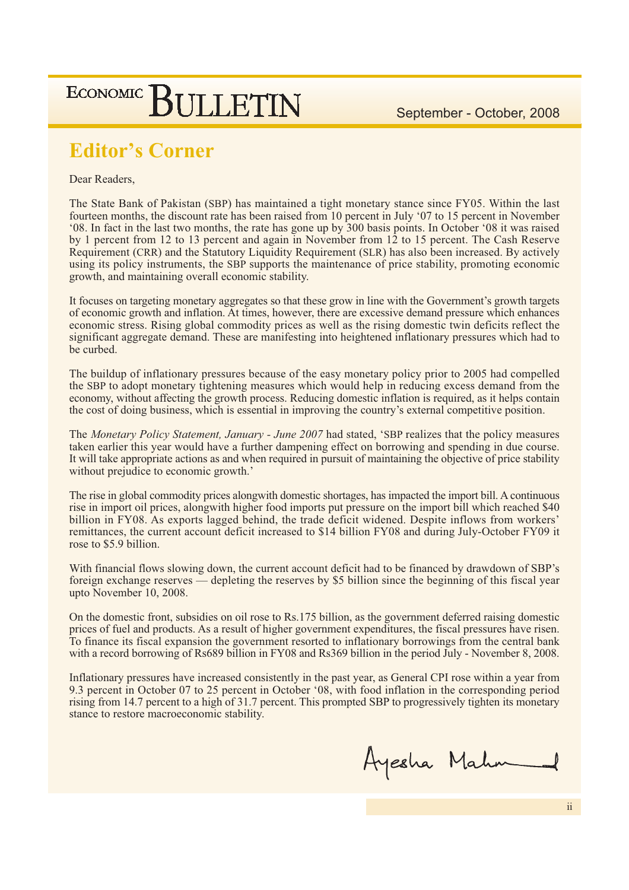## Editor's Corner

Dear Readers,

The State Bank of Pakistan (SBP) has maintained a tight monetary stance since FY05. Within the last fourteen months, the discount rate has been raised from 10 percent in July '07 to 15 percent in November '08. In fact in the last two months, the rate has gone up by 300 basis points. In October '08 it was raised by 1 percent from 12 to 13 percent and again in November from 12 to 15 percent. The Cash Reserve Requirement (CRR) and the Statutory Liquidity Requirement (SLR) has also been increased. By actively using its policy instruments, the SBP supports the maintenance of price stability, promoting economic growth, and maintaining overall economic stability.

It focuses on targeting monetary aggregates so that these grow in line with the Government's growth targets of economic growth and inflation. At times, however, there are excessive demand pressure which enhances economic stress. Rising global commodity prices as well as the rising domestic twin deficits reflect the significant aggregate demand. These are manifesting into heightened inflationary pressures which had to be curbed.

The buildup of inflationary pressures because of the easy monetary policy prior to 2005 had compelled the SBP to adopt monetary tightening measures which would help in reducing excess demand from the economy, without affecting the growth process. Reducing domestic inflation is required, as it helps contain the cost of doing business, which is essential in improving the country's external competitive position.

The *Monetary Policy Statement, January - June 2007* had stated, 'SBP realizes that the policy measures taken earlier this year would have a further dampening effect on borrowing and spending in due course. It will take appropriate actions as and when required in pursuit of maintaining the objective of price stability without prejudice to economic growth.'

The rise in global commodity prices alongwith domestic shortages, has impacted the import bill. A continuous rise in import oil prices, alongwith higher food imports put pressure on the import bill which reached $40 billion in FY08. As exports lagged behind, the trade deficit widened. Despite inflows from workers' remittances, the current account deficit increased to $14 billion FY08 and during July-October FY09 it rose to $5.9 billion.

With financial flows slowing down, the current account deficit had to be financed by drawdown of SBP's foreign exchange reserves — depleting the reserves by $5 billion since the beginning of this fiscal year upto November 10, 2008.

On the domestic front, subsidies on oil rose to Rs.175 billion, as the government deferred raising domestic prices of fuel and products. As a result of higher government expenditures, the fiscal pressures have risen. To finance its fiscal expansion the government resorted to inflationary borrowings from the central bank with a record borrowing of Rs689 billion in FY08 and Rs369 billion in the period July - November 8, 2008.

Inflationary pressures have increased consistently in the past year, as General CPI rose within a year from 9.3 percent in October 07 to 25 percent in October '08, with food inflation in the corresponding period rising from 14.7 percent to a high of 31.7 percent. This prompted SBP to progressively tighten its monetary stance to restore macroeconomic stability.

Ayesha Mahmud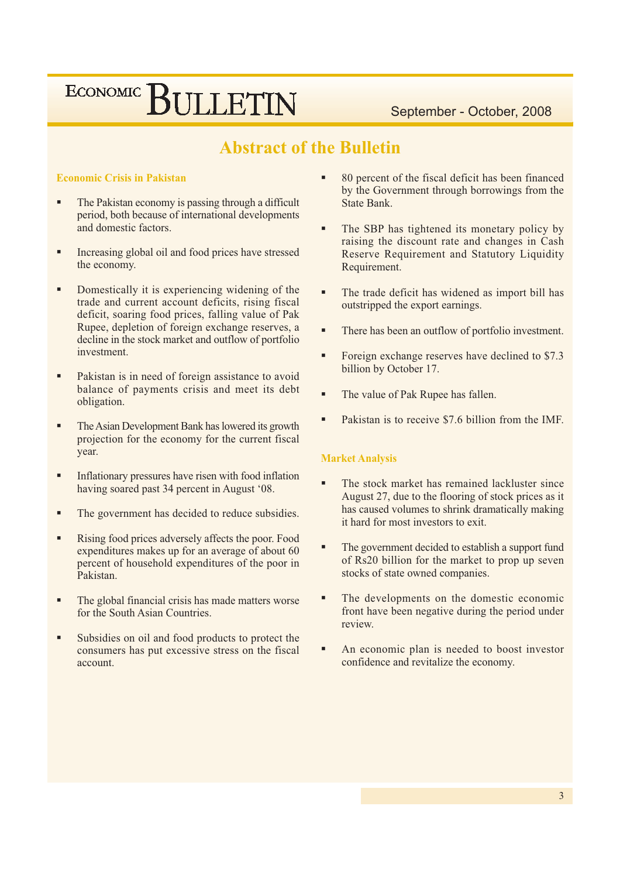# Abstract of the Bulletin

## Economic Crisis in Pakistan

- The Pakistan economy is passing through a difficult period, both because of international developments and domestic factors.
- Increasing global oil and food prices have stressed the economy.
- Domestically it is experiencing widening of the trade and current account deficits, rising fiscal deficit, soaring food prices, falling value of Pak Rupee, depletion of foreign exchange reserves, a decline in the stock market and outflow of portfolio investment.
- Pakistan is in need of foreign assistance to avoid balance of payments crisis and meet its debt obligation.
- The Asian Development Bank has lowered its growth projection for the economy for the current fiscal year.
- Inflationary pressures have risen with food inflation having soared past 34 percent in August '08.
- The government has decided to reduce subsidies.
- Rising food prices adversely affects the poor. Food expenditures makes up for an average of about 60 percent of household expenditures of the poor in Pakistan.
- The global financial crisis has made matters worse for the South Asian Countries.
- Subsidies on oil and food products to protect the consumers has put excessive stress on the fiscal account.
- 80 percent of the fiscal deficit has been financed by the Government through borrowings from the State Bank.
- The SBP has tightened its monetary policy by raising the discount rate and changes in Cash Reserve Requirement and Statutory Liquidity Requirement.
- The trade deficit has widened as import bill has outstripped the export earnings.
- There has been an outflow of portfolio investment.
- Foreign exchange reserves have declined to $7.3 billion by October 17.
- The value of Pak Rupee has fallen.
- Pakistan is to receive $7.6 billion from the IMF.

## Market Analysis

- The stock market has remained lackluster since August 27, due to the flooring of stock prices as it has caused volumes to shrink dramatically making it hard for most investors to exit.
- The government decided to establish a support fund of Rs20 billion for the market to prop up seven stocks of state owned companies.
- The developments on the domestic economic front have been negative during the period under review.
- An economic plan is needed to boost investor confidence and revitalize the economy.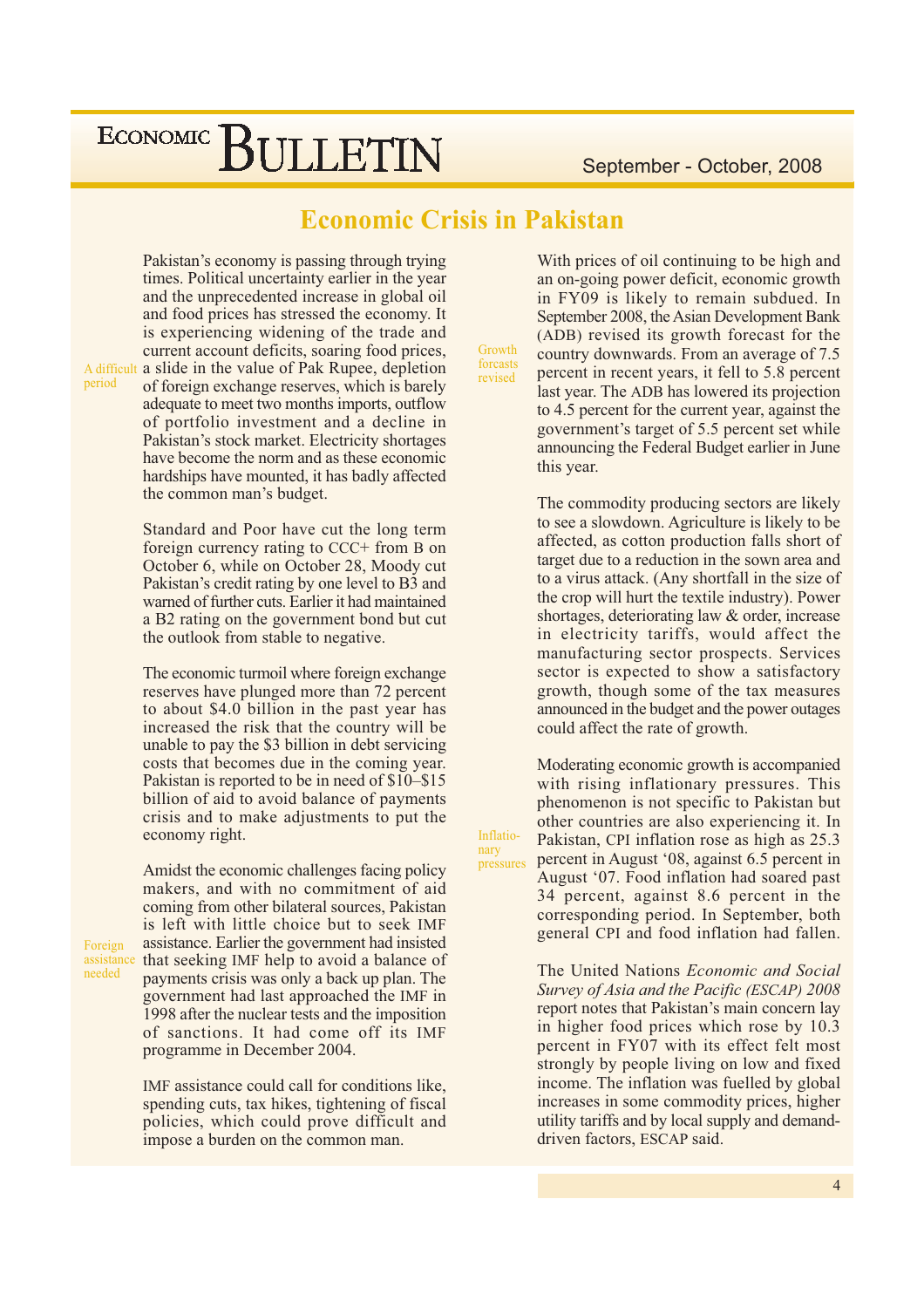# Economic Crisis in Pakistan

A difficult period

Pakistan's economy is passing through trying times. Political uncertainty earlier in the year and the unprecedented increase in global oil and food prices has stressed the economy. It is experiencing widening of the trade and current account deficits, soaring food prices, a slide in the value of Pak Rupee, depletion of foreign exchange reserves, which is barely adequate to meet two months imports, outflow of portfolio investment and a decline in Pakistan's stock market. Electricity shortages have become the norm and as these economic hardships have mounted, it has badly affected the common man's budget.

Standard and Poor have cut the long term foreign currency rating to CCC+ from B on October 6, while on October 28, Moody cut Pakistan's credit rating by one level to B3 and warned of further cuts. Earlier it had maintained a B2 rating on the government bond but cut the outlook from stable to negative.

The economic turmoil where foreign exchange reserves have plunged more than 72 percent to about $4.0 billion in the past year has increased the risk that the country will be unable to pay the $3 billion in debt servicing costs that becomes due in the coming year. Pakistan is reported to be in need of $10–$15 billion of aid to avoid balance of payments crisis and to make adjustments to put the economy right.

Foreign assistance needed

Amidst the economic challenges facing policy makers, and with no commitment of aid coming from other bilateral sources, Pakistan is left with little choice but to seek IMF assistance. Earlier the government had insisted that seeking IMF help to avoid a balance of payments crisis was only a back up plan. The government had last approached the IMF in 1998 after the nuclear tests and the imposition of sanctions. It had come off its IMF programme in December 2004.

IMF assistance could call for conditions like, spending cuts, tax hikes, tightening of fiscal policies, which could prove difficult and impose a burden on the common man.

Growth forcasts revised

With prices of oil continuing to be high and an on-going power deficit, economic growth in FY09 is likely to remain subdued. In September 2008, the Asian Development Bank (ADB) revised its growth forecast for the country downwards. From an average of 7.5 percent in recent years, it fell to 5.8 percent last year. The ADB has lowered its projection to 4.5 percent for the current year, against the government's target of 5.5 percent set while announcing the Federal Budget earlier in June this year.

The commodity producing sectors are likely to see a slowdown. Agriculture is likely to be affected, as cotton production falls short of target due to a reduction in the sown area and to a virus attack. (Any shortfall in the size of the crop will hurt the textile industry). Power shortages, deteriorating law & order, increase in electricity tariffs, would affect the manufacturing sector prospects. Services sector is expected to show a satisfactory growth, though some of the tax measures announced in the budget and the power outages could affect the rate of growth.

Inflationary pressures

Moderating economic growth is accompanied with rising inflationary pressures. This phenomenon is not specific to Pakistan but other countries are also experiencing it. In Pakistan, CPI inflation rose as high as 25.3 percent in August '08, against 6.5 percent in August '07. Food inflation had soared past 34 percent, against 8.6 percent in the corresponding period. In September, both general CPI and food inflation had fallen.

The United Nations *Economic and Social Survey of Asia and the Pacific (ESCAP) 2008* report notes that Pakistan's main concern lay in higher food prices which rose by 10.3 percent in FY07 with its effect felt most strongly by people living on low and fixed income. The inflation was fuelled by global increases in some commodity prices, higher utility tariffs and by local supply and demand-driven factors, ESCAP said.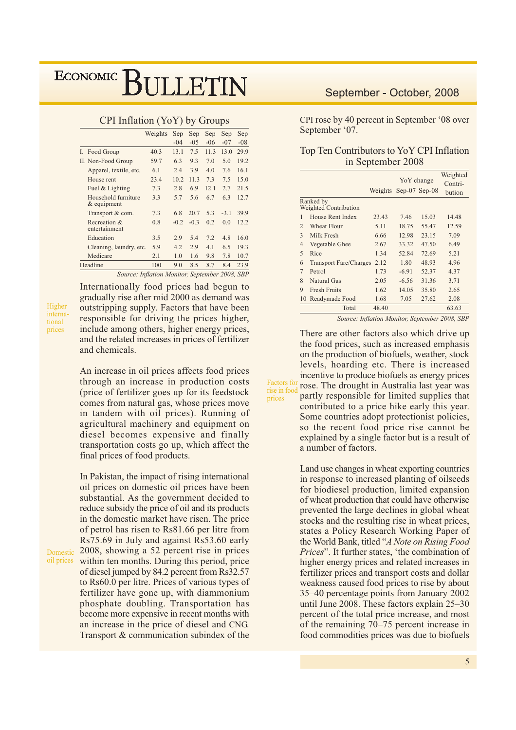### CPI Inflation (YoY) by Groups

| | Weights | Sep -04 | Sep -05 | Sep -06 | Sep -07 | Sep -08 |
|---|---|---|---|---|---|---|
| I. Food Group | 40.3 | 13.1 | 7.5 | 11.3 | 13.0 | 29.9 |
| II. Non-Food Group | 59.7 | 6.3 | 9.3 | 7.0 | 5.0 | 19.2 |
| Apparel, textile, etc. | 6.1 | 2.4 | 3.9 | 4.0 | 7.6 | 16.1 |
| House rent | 23.4 | 10.2 | 11.3 | 7.3 | 7.5 | 15.0 |
| Fuel & Lighting | 7.3 | 2.8 | 6.9 | 12.1 | 2.7 | 21.5 |
| Household furniture & equipment | 3.3 | 5.7 | 5.6 | 6.7 | 6.3 | 12.7 |
| Transport & com. | 7.3 | 6.8 | 20.7 | 5.3 | -3.1 | 39.9 |
| Recreation & entertainment | 0.8 | -0.2 | -0.3 | 0.2 | 0.0 | 12.2 |
| Education | 3.5 | 2.9 | 5.4 | 7.2 | 4.8 | 16.0 |
| Cleaning, laundry, etc. | 5.9 | 4.2 | 2.9 | 4.1 | 6.5 | 19.3 |
| Medicare | 2.1 | 1.0 | 1.6 | 9.8 | 7.8 | 10.7 |
| Headline | 100 | 9.0 | 8.5 | 8.7 | 8.4 | 23.9 |

*Source: Inflation Monitor, September 2008, SBP*

Higher international prices

Internationally food prices had begun to gradually rise after mid 2000 as demand was outstripping supply. Factors that have been responsible for driving the prices higher, include among others, higher energy prices, and the related increases in prices of fertilizer and chemicals.

An increase in oil prices affects food prices through an increase in production costs (price of fertilizer goes up for its feedstock comes from natural gas, whose prices move in tandem with oil prices). Running of agricultural machinery and equipment on diesel becomes expensive and finally transportation costs go up, which affect the final prices of food products.

Domestic oil prices

In Pakistan, the impact of rising international oil prices on domestic oil prices have been substantial. As the government decided to reduce subsidy the price of oil and its products in the domestic market have risen. The price of petrol has risen to Rs81.66 per litre from Rs75.69 in July and against Rs53.60 early 2008, showing a 52 percent rise in prices within ten months. During this period, price of diesel jumped by 84.2 percent from Rs32.57 to Rs60.0 per litre. Prices of various types of fertilizer have gone up, with diammonium phosphate doubling. Transportation has become more expensive in recent months with an increase in the price of diesel and CNG. Transport & communication subindex of the CPI rose by 40 percent in September '08 over September '07.

### Top Ten Contributors to YoY CPI Inflation in September 2008

| Ranked by Weighted Contribution | | Weights | YoY change Sep-07 | YoY change Sep-08 | Weighted Contri-bution |
|---|---|---|---|---|---|
| 1 | House Rent Index | 23.43 | 7.46 | 15.03 | 14.48 |
| 2 | Wheat Flour | 5.11 | 18.75 | 55.47 | 12.59 |
| 3 | Milk Fresh | 6.66 | 12.98 | 23.15 | 7.09 |
| 4 | Vegetable Ghee | 2.67 | 33.32 | 47.50 | 6.49 |
| 5 | Rice | 1.34 | 52.84 | 72.69 | 5.21 |
| 6 | Transport Fare/Charges | 2.12 | 1.80 | 48.93 | 4.96 |
| 7 | Petrol | 1.73 | -6.91 | 52.37 | 4.37 |
| 8 | Natural Gas | 2.05 | -6.56 | 31.36 | 3.71 |
| 9 | Fresh Fruits | 1.62 | 14.05 | 35.80 | 2.65 |
| 10 | Readymade Food | 1.68 | 7.05 | 27.62 | 2.08 |
| | Total | 48.40 | | | 63.63 |

*Source: Inflation Monitor, September 2008, SBP*

Factors for rise in food prices

There are other factors also which drive up the food prices, such as increased emphasis on the production of biofuels, weather, stock levels, hoarding etc. There is increased incentive to produce biofuels as energy prices rose. The drought in Australia last year was partly responsible for limited supplies that contributed to a price hike early this year. Some countries adopt protectionist policies, so the recent food price rise cannot be explained by a single factor but is a result of a number of factors.

Land use changes in wheat exporting countries in response to increased planting of oilseeds for biodiesel production, limited expansion of wheat production that could have otherwise prevented the large declines in global wheat stocks and the resulting rise in wheat prices, states a Policy Research Working Paper of the World Bank, titled "*A Note on Rising Food Prices*". It further states, 'the combination of higher energy prices and related increases in fertilizer prices and transport costs and dollar weakness caused food prices to rise by about 35–40 percentage points from January 2002 until June 2008. These factors explain 25–30 percent of the total price increase, and most of the remaining 70–75 percent increase in food commodities prices was due to biofuels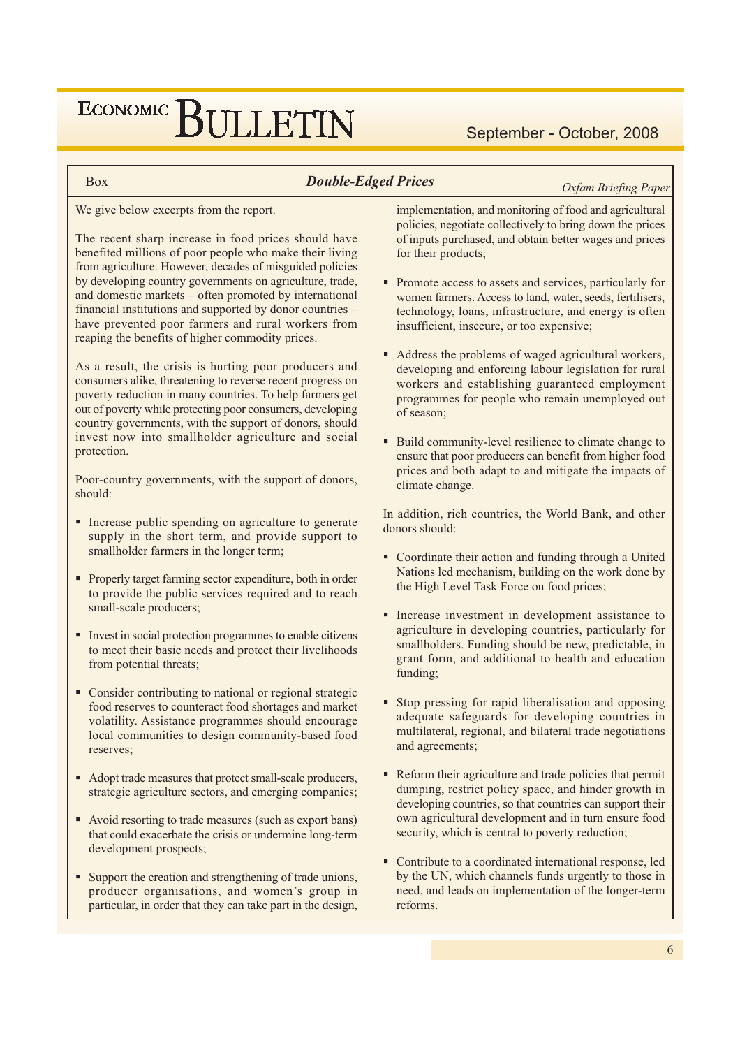Box

## *Double-Edged Prices*

*Oxfam Briefing Paper*

We give below excerpts from the report.

The recent sharp increase in food prices should have benefited millions of poor people who make their living from agriculture. However, decades of misguided policies by developing country governments on agriculture, trade, and domestic markets – often promoted by international financial institutions and supported by donor countries – have prevented poor farmers and rural workers from reaping the benefits of higher commodity prices.

As a result, the crisis is hurting poor producers and consumers alike, threatening to reverse recent progress on poverty reduction in many countries. To help farmers get out of poverty while protecting poor consumers, developing country governments, with the support of donors, should invest now into smallholder agriculture and social protection.

Poor-country governments, with the support of donors, should:

- Increase public spending on agriculture to generate supply in the short term, and provide support to smallholder farmers in the longer term;
- Properly target farming sector expenditure, both in order to provide the public services required and to reach small-scale producers;
- Invest in social protection programmes to enable citizens to meet their basic needs and protect their livelihoods from potential threats;
- Consider contributing to national or regional strategic food reserves to counteract food shortages and market volatility. Assistance programmes should encourage local communities to design community-based food reserves;
- Adopt trade measures that protect small-scale producers, strategic agriculture sectors, and emerging companies;
- Avoid resorting to trade measures (such as export bans) that could exacerbate the crisis or undermine long-term development prospects;
- Support the creation and strengthening of trade unions, producer organisations, and women's group in particular, in order that they can take part in the design, implementation, and monitoring of food and agricultural policies, negotiate collectively to bring down the prices of inputs purchased, and obtain better wages and prices for their products;
- Promote access to assets and services, particularly for women farmers. Access to land, water, seeds, fertilisers, technology, loans, infrastructure, and energy is often insufficient, insecure, or too expensive;
- Address the problems of waged agricultural workers, developing and enforcing labour legislation for rural workers and establishing guaranteed employment programmes for people who remain unemployed out of season;
- Build community-level resilience to climate change to ensure that poor producers can benefit from higher food prices and both adapt to and mitigate the impacts of climate change.

In addition, rich countries, the World Bank, and other donors should:

- Coordinate their action and funding through a United Nations led mechanism, building on the work done by the High Level Task Force on food prices;
- Increase investment in development assistance to agriculture in developing countries, particularly for smallholders. Funding should be new, predictable, in grant form, and additional to health and education funding;
- Stop pressing for rapid liberalisation and opposing adequate safeguards for developing countries in multilateral, regional, and bilateral trade negotiations and agreements;
- Reform their agriculture and trade policies that permit dumping, restrict policy space, and hinder growth in developing countries, so that countries can support their own agricultural development and in turn ensure food security, which is central to poverty reduction;
- Contribute to a coordinated international response, led by the UN, which channels funds urgently to those in need, and leads on implementation of the longer-term reforms.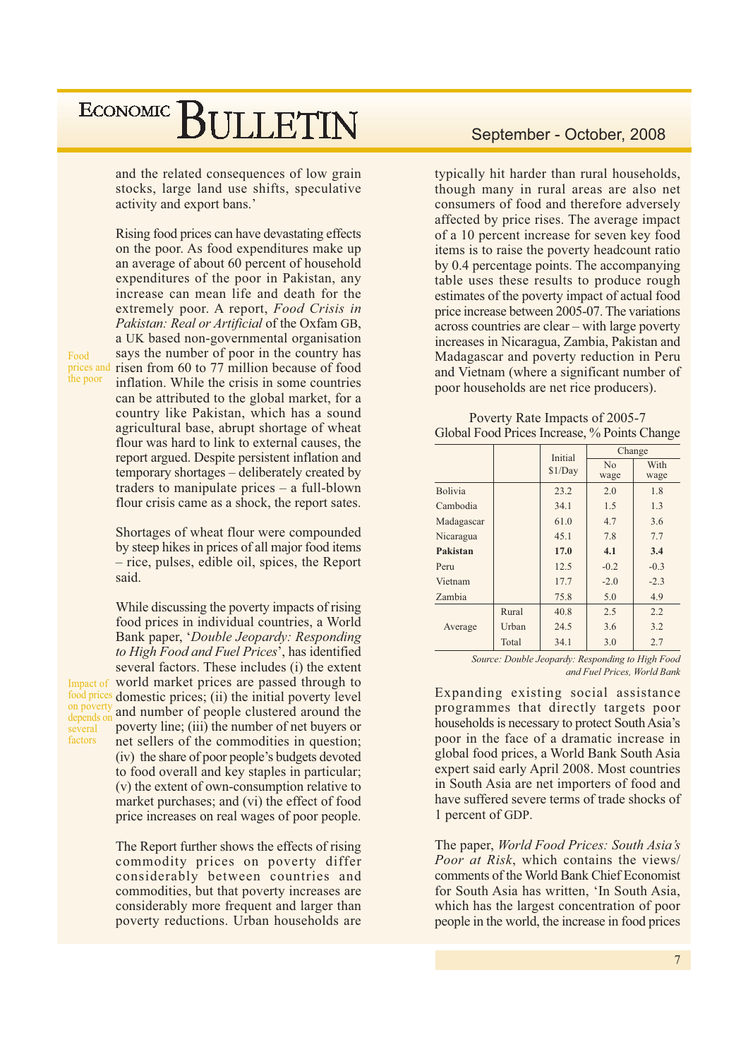and the related consequences of low grain stocks, large land use shifts, speculative activity and export bans.'

Food prices and the poor

Rising food prices can have devastating effects on the poor. As food expenditures make up an average of about 60 percent of household expenditures of the poor in Pakistan, any increase can mean life and death for the extremely poor. A report, *Food Crisis in Pakistan: Real or Artificial* of the Oxfam GB, a UK based non-governmental organisation says the number of poor in the country has risen from 60 to 77 million because of food inflation. While the crisis in some countries can be attributed to the global market, for a country like Pakistan, which has a sound agricultural base, abrupt shortage of wheat flour was hard to link to external causes, the report argued. Despite persistent inflation and temporary shortages – deliberately created by traders to manipulate prices – a full-blown flour crisis came as a shock, the report sates.

Shortages of wheat flour were compounded by steep hikes in prices of all major food items – rice, pulses, edible oil, spices, the Report said.

Impact of food prices on poverty depends on several factors

While discussing the poverty impacts of rising food prices in individual countries, a World Bank paper, '*Double Jeopardy: Responding to High Food and Fuel Prices*', has identified several factors. These includes (i) the extent world market prices are passed through to domestic prices; (ii) the initial poverty level and number of people clustered around the poverty line; (iii) the number of net buyers or net sellers of the commodities in question; (iv) the share of poor people's budgets devoted to food overall and key staples in particular; (v) the extent of own-consumption relative to market purchases; and (vi) the effect of food price increases on real wages of poor people.

The Report further shows the effects of rising commodity prices on poverty differ considerably between countries and commodities, but that poverty increases are considerably more frequent and larger than poverty reductions. Urban households are typically hit harder than rural households, though many in rural areas are also net consumers of food and therefore adversely affected by price rises. The average impact of a 10 percent increase for seven key food items is to raise the poverty headcount ratio by 0.4 percentage points. The accompanying table uses these results to produce rough estimates of the poverty impact of actual food price increase between 2005-07. The variations across countries are clear – with large poverty increases in Nicaragua, Zambia, Pakistan and Madagascar and poverty reduction in Peru and Vietnam (where a significant number of poor households are net rice producers).

Poverty Rate Impacts of 2005-7 Global Food Prices Increase, % Points Change

| | | Initial $1/Day | Change | |
|---|---|---|---|---|
| | | | No wage | With wage |
| Bolivia | | 23.2 | 2.0 | 1.8 |
| Cambodia | | 34.1 | 1.5 | 1.3 |
| Madagascar | | 61.0 | 4.7 | 3.6 |
| Nicaragua | | 45.1 | 7.8 | 7.7 |
| **Pakistan** | | **17.0** | **4.1** | **3.4** |
| Peru | | 12.5 | -0.2 | -0.3 |
| Vietnam | | 17.7 | -2.0 | -2.3 |
| Zambia | | 75.8 | 5.0 | 4.9 |
| Average | Rural | 40.8 | 2.5 | 2.2 |
| | Urban | 24.5 | 3.6 | 3.2 |
| | Total | 34.1 | 3.0 | 2.7 |

*Source: Double Jeopardy: Responding to High Food and Fuel Prices, World Bank*

Expanding existing social assistance programmes that directly targets poor households is necessary to protect South Asia's poor in the face of a dramatic increase in global food prices, a World Bank South Asia expert said early April 2008. Most countries in South Asia are net importers of food and have suffered severe terms of trade shocks of 1 percent of GDP.

The paper, *World Food Prices: South Asia's Poor at Risk*, which contains the views/ comments of the World Bank Chief Economist for South Asia has written, 'In South Asia, which has the largest concentration of poor people in the world, the increase in food prices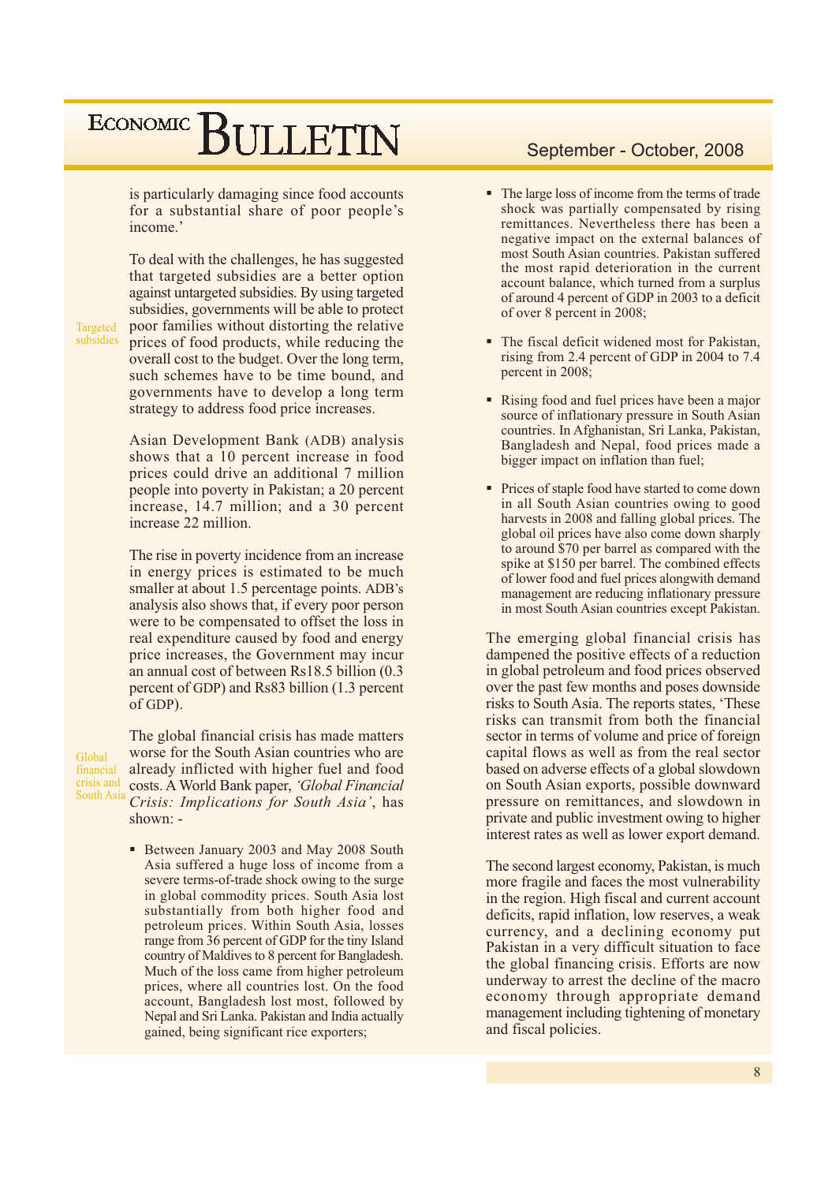is particularly damaging since food accounts for a substantial share of poor people's income.'

Targeted subsidies

To deal with the challenges, he has suggested that targeted subsidies are a better option against untargeted subsidies. By using targeted subsidies, governments will be able to protect poor families without distorting the relative prices of food products, while reducing the overall cost to the budget. Over the long term, such schemes have to be time bound, and governments have to develop a long term strategy to address food price increases.

Asian Development Bank (ADB) analysis shows that a 10 percent increase in food prices could drive an additional 7 million people into poverty in Pakistan; a 20 percent increase, 14.7 million; and a 30 percent increase 22 million.

The rise in poverty incidence from an increase in energy prices is estimated to be much smaller at about 1.5 percentage points. ADB's analysis also shows that, if every poor person were to be compensated to offset the loss in real expenditure caused by food and energy price increases, the Government may incur an annual cost of between Rs18.5 billion (0.3 percent of GDP) and Rs83 billion (1.3 percent of GDP).

Global financial crisis and South Asia

The global financial crisis has made matters worse for the South Asian countries who are already inflicted with higher fuel and food costs. A World Bank paper, *'Global Financial Crisis: Implications for South Asia'*, has shown: -

- Between January 2003 and May 2008 South Asia suffered a huge loss of income from a severe terms-of-trade shock owing to the surge in global commodity prices. South Asia lost substantially from both higher food and petroleum prices. Within South Asia, losses range from 36 percent of GDP for the tiny Island country of Maldives to 8 percent for Bangladesh. Much of the loss came from higher petroleum prices, where all countries lost. On the food account, Bangladesh lost most, followed by Nepal and Sri Lanka. Pakistan and India actually gained, being significant rice exporters;
- The large loss of income from the terms of trade shock was partially compensated by rising remittances. Nevertheless there has been a negative impact on the external balances of most South Asian countries. Pakistan suffered the most rapid deterioration in the current account balance, which turned from a surplus of around 4 percent of GDP in 2003 to a deficit of over 8 percent in 2008;
- The fiscal deficit widened most for Pakistan, rising from 2.4 percent of GDP in 2004 to 7.4 percent in 2008;
- Rising food and fuel prices have been a major source of inflationary pressure in South Asian countries. In Afghanistan, Sri Lanka, Pakistan, Bangladesh and Nepal, food prices made a bigger impact on inflation than fuel;
- Prices of staple food have started to come down in all South Asian countries owing to good harvests in 2008 and falling global prices. The global oil prices have also come down sharply to around $70 per barrel as compared with the spike at $150 per barrel. The combined effects of lower food and fuel prices alongwith demand management are reducing inflationary pressure in most South Asian countries except Pakistan.

The emerging global financial crisis has dampened the positive effects of a reduction in global petroleum and food prices observed over the past few months and poses downside risks to South Asia. The reports states, 'These risks can transmit from both the financial sector in terms of volume and price of foreign capital flows as well as from the real sector based on adverse effects of a global slowdown on South Asian exports, possible downward pressure on remittances, and slowdown in private and public investment owing to higher interest rates as well as lower export demand.

The second largest economy, Pakistan, is much more fragile and faces the most vulnerability in the region. High fiscal and current account deficits, rapid inflation, low reserves, a weak currency, and a declining economy put Pakistan in a very difficult situation to face the global financing crisis. Efforts are now underway to arrest the decline of the macro economy through appropriate demand management including tightening of monetary and fiscal policies.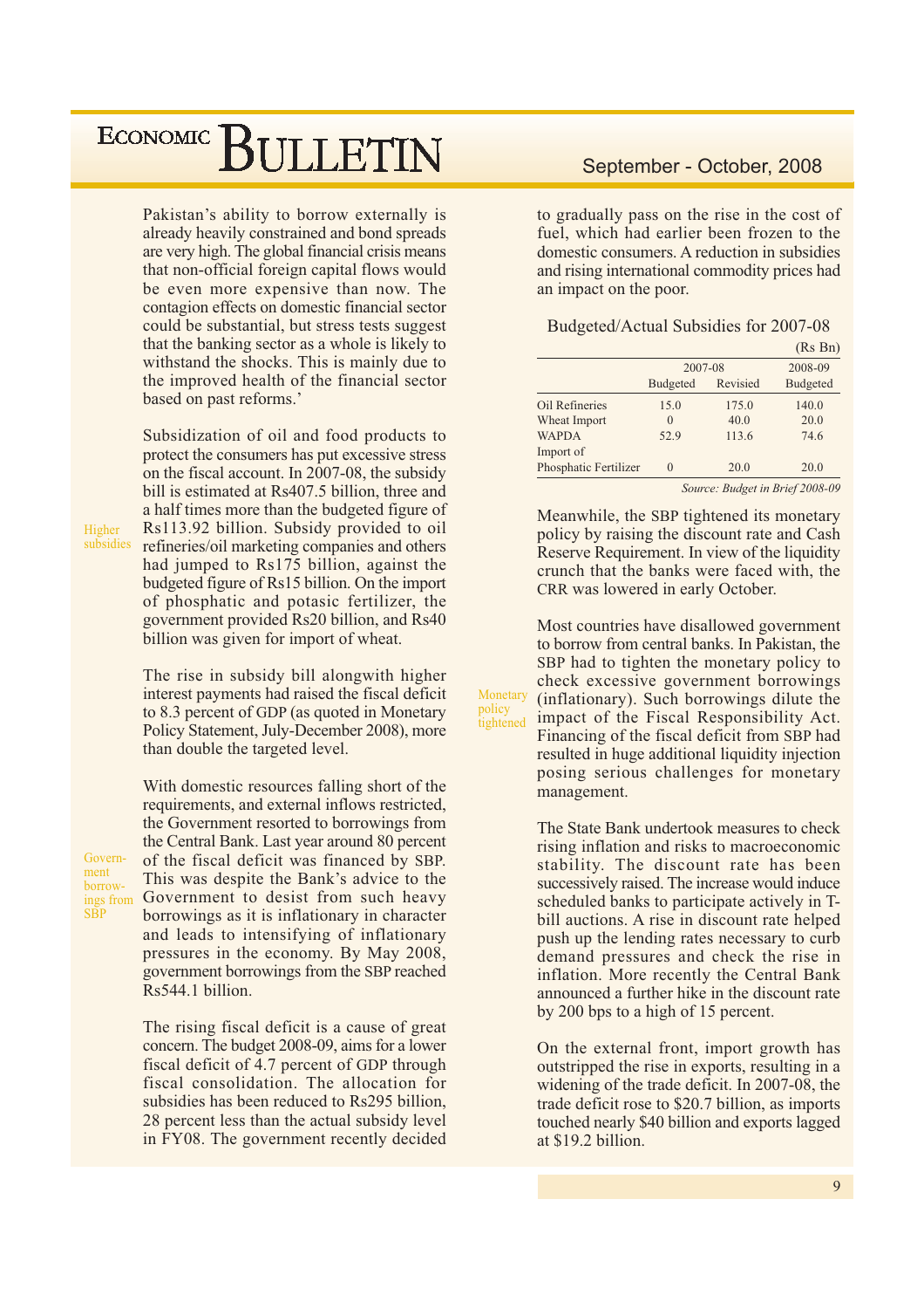Pakistan's ability to borrow externally is already heavily constrained and bond spreads are very high. The global financial crisis means that non-official foreign capital flows would be even more expensive than now. The contagion effects on domestic financial sector could be substantial, but stress tests suggest that the banking sector as a whole is likely to withstand the shocks. This is mainly due to the improved health of the financial sector based on past reforms.'

Higher subsidies

Subsidization of oil and food products to protect the consumers has put excessive stress on the fiscal account. In 2007-08, the subsidy bill is estimated at Rs407.5 billion, three and a half times more than the budgeted figure of Rs113.92 billion. Subsidy provided to oil refineries/oil marketing companies and others had jumped to Rs175 billion, against the budgeted figure of Rs15 billion. On the import of phosphatic and potasic fertilizer, the government provided Rs20 billion, and Rs40 billion was given for import of wheat.

The rise in subsidy bill alongwith higher interest payments had raised the fiscal deficit to 8.3 percent of GDP (as quoted in Monetary Policy Statement, July-December 2008), more than double the targeted level.

Government borrowings from SBP

With domestic resources falling short of the requirements, and external inflows restricted, the Government resorted to borrowings from the Central Bank. Last year around 80 percent of the fiscal deficit was financed by SBP. This was despite the Bank's advice to the Government to desist from such heavy borrowings as it is inflationary in character and leads to intensifying of inflationary pressures in the economy. By May 2008, government borrowings from the SBP reached Rs544.1 billion.

The rising fiscal deficit is a cause of great concern. The budget 2008-09, aims for a lower fiscal deficit of 4.7 percent of GDP through fiscal consolidation. The allocation for subsidies has been reduced to Rs295 billion, 28 percent less than the actual subsidy level in FY08. The government recently decided to gradually pass on the rise in the cost of fuel, which had earlier been frozen to the domestic consumers. A reduction in subsidies and rising international commodity prices had an impact on the poor.

Budgeted/Actual Subsidies for 2007-08

(Rs Bn)

| | 2007-08 | | 2008-09 |
|---|---|---|---|
| | Budgeted | Revised | Budgeted |
| Oil Refineries | 15.0 | 175.0 | 140.0 |
| Wheat Import | 0 | 40.0 | 20.0 |
| WAPDA | 52.9 | 113.6 | 74.6 |
| Import of Phosphatic Fertilizer | 0 | 20.0 | 20.0 |

*Source: Budget in Brief 2008-09*

Meanwhile, the SBP tightened its monetary policy by raising the discount rate and Cash Reserve Requirement. In view of the liquidity crunch that the banks were faced with, the CRR was lowered in early October.

Monetary policy tightened

Most countries have disallowed government to borrow from central banks. In Pakistan, the SBP had to tighten the monetary policy to check excessive government borrowings (inflationary). Such borrowings dilute the impact of the Fiscal Responsibility Act. Financing of the fiscal deficit from SBP had resulted in huge additional liquidity injection posing serious challenges for monetary management.

The State Bank undertook measures to check rising inflation and risks to macroeconomic stability. The discount rate has been successively raised. The increase would induce scheduled banks to participate actively in T-bill auctions. A rise in discount rate helped push up the lending rates necessary to curb demand pressures and check the rise in inflation. More recently the Central Bank announced a further hike in the discount rate by 200 bps to a high of 15 percent.

On the external front, import growth has outstripped the rise in exports, resulting in a widening of the trade deficit. In 2007-08, the trade deficit rose to $20.7 billion, as imports touched nearly $40 billion and exports lagged at $19.2 billion.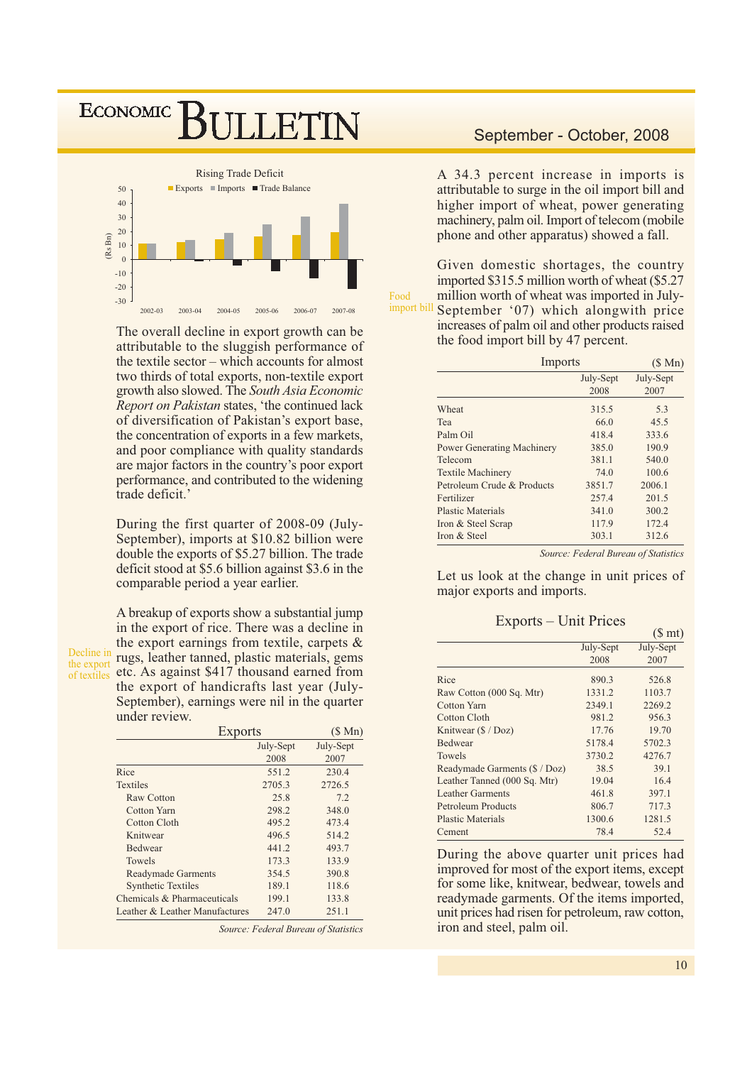Rising Trade Deficit

The overall decline in export growth can be attributable to the sluggish performance of the textile sector – which accounts for almost two thirds of total exports, non-textile export growth also slowed. The *South Asia Economic Report on Pakistan* states, 'the continued lack of diversification of Pakistan's export base, the concentration of exports in a few markets, and poor compliance with quality standards are major factors in the country's poor export performance, and contributed to the widening trade deficit.'

During the first quarter of 2008-09 (July-September), imports at $10.82 billion were double the exports of $5.27 billion. The trade deficit stood at $5.6 billion against $3.6 in the comparable period a year earlier.

Decline in the export of textiles

A breakup of exports show a substantial jump in the export of rice. There was a decline in the export earnings from textile, carpets & rugs, leather tanned, plastic materials, gems etc. As against $417 thousand earned from the export of handicrafts last year (July-September), earnings were nil in the quarter under review.

| Exports | July-Sept 2008 | July-Sept 2007 |
|---|---|---|
| | ($ Mn) | |
| Rice | 551.2 | 230.4 |
| Textiles | 2705.3 | 2726.5 |
| Raw Cotton | 25.8 | 7.2 |
| Cotton Yarn | 298.2 | 348.0 |
| Cotton Cloth | 495.2 | 473.4 |
| Knitwear | 496.5 | 514.2 |
| Bedwear | 441.2 | 493.7 |
| Towels | 173.3 | 133.9 |
| Readymade Garments | 354.5 | 390.8 |
| Synthetic Textiles | 189.1 | 118.6 |
| Chemicals & Pharmaceuticals | 199.1 | 133.8 |
| Leather & Leather Manufactures | 247.0 | 251.1 |

*Source: Federal Bureau of Statistics*

A 34.3 percent increase in imports is attributable to surge in the oil import bill and higher import of wheat, power generating machinery, palm oil. Import of telecom (mobile phone and other apparatus) showed a fall.

Food import bill

Given domestic shortages, the country imported $315.5 million worth of wheat ($5.27 million worth of wheat was imported in July-September '07) which alongwith price increases of palm oil and other products raised the food import bill by 47 percent.

| Imports | July-Sept 2008 | July-Sept 2007 |
|---|---|---|
| | ($ Mn) | |
| Wheat | 315.5 | 5.3 |
| Tea | 66.0 | 45.5 |
| Palm Oil | 418.4 | 333.6 |
| Power Generating Machinery | 385.0 | 190.9 |
| Telecom | 381.1 | 540.0 |
| Textile Machinery | 74.0 | 100.6 |
| Petroleum Crude & Products | 3851.7 | 2006.1 |
| Fertilizer | 257.4 | 201.5 |
| Plastic Materials | 341.0 | 300.2 |
| Iron & Steel Scrap | 117.9 | 172.4 |
| Iron & Steel | 303.1 | 312.6 |

*Source: Federal Bureau of Statistics*

Let us look at the change in unit prices of major exports and imports.

| Exports – Unit Prices | July-Sept 2008 | July-Sept 2007 |
|---|---|---|
| | ($ mt) | |
| Rice | 890.3 | 526.8 |
| Raw Cotton (000 Sq. Mtr) | 1331.2 | 1103.7 |
| Cotton Yarn | 2349.1 | 2269.2 |
| Cotton Cloth | 981.2 | 956.3 |
| Knitwear ($ / Doz) | 17.76 | 19.70 |
| Bedwear | 5178.4 | 5702.3 |
| Towels | 3730.2 | 4276.7 |
| Readymade Garments ($ / Doz) | 38.5 | 39.1 |
| Leather Tanned (000 Sq. Mtr) | 19.04 | 16.4 |
| Leather Garments | 461.8 | 397.1 |
| Petroleum Products | 806.7 | 717.3 |
| Plastic Materials | 1300.6 | 1281.5 |
| Cement | 78.4 | 52.4 |

During the above quarter unit prices had improved for most of the export items, except for some like, knitwear, bedwear, towels and readymade garments. Of the items imported, unit prices had risen for petroleum, raw cotton, iron and steel, palm oil.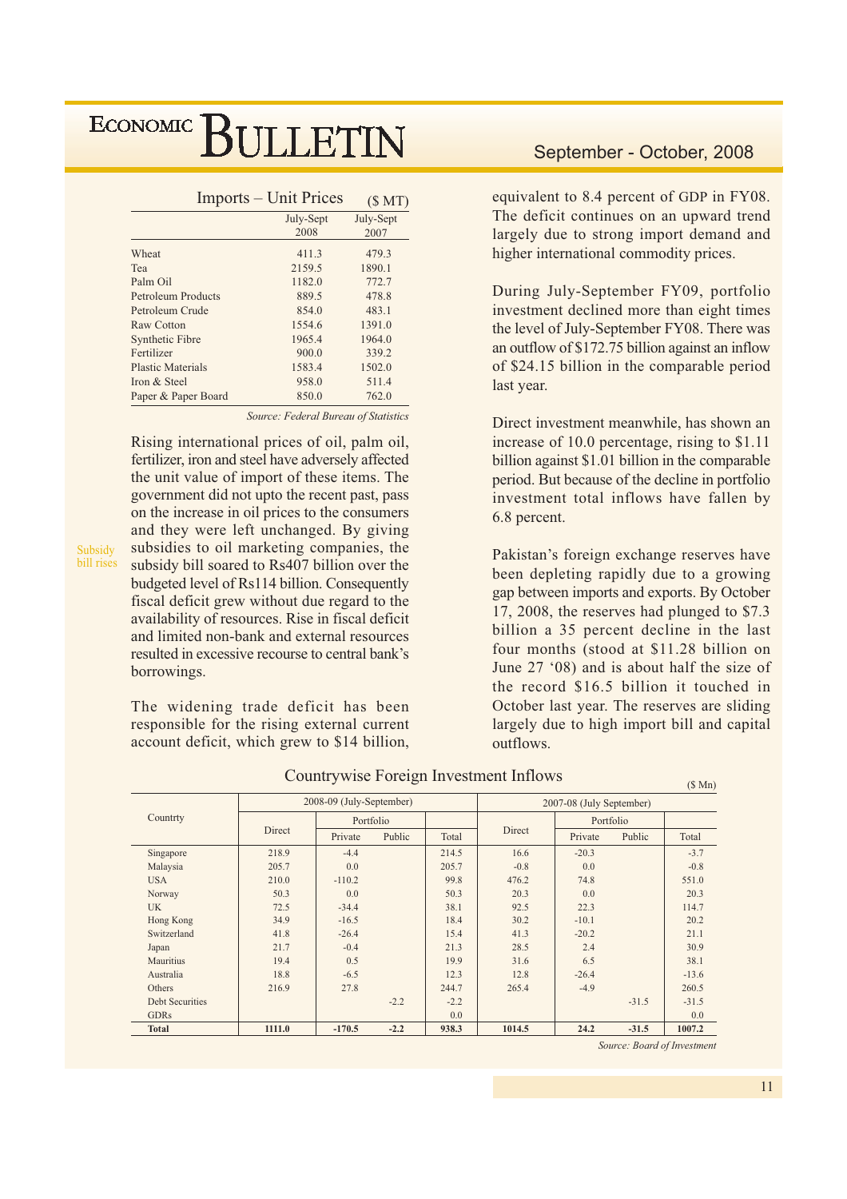**Imports – Unit Prices** ($ MT)

| | July-Sept 2008 | July-Sept 2007 |
|---|---|---|
| Wheat | 411.3 | 479.3 |
| Tea | 2159.5 | 1890.1 |
| Palm Oil | 1182.0 | 772.7 |
| Petroleum Products | 889.5 | 478.8 |
| Petroleum Crude | 854.0 | 483.1 |
| Raw Cotton | 1554.6 | 1391.0 |
| Synthetic Fibre | 1965.4 | 1964.0 |
| Fertilizer | 900.0 | 339.2 |
| Plastic Materials | 1583.4 | 1502.0 |
| Iron & Steel | 958.0 | 511.4 |
| Paper & Paper Board | 850.0 | 762.0 |

*Source: Federal Bureau of Statistics*

Subsidy bill rises

Rising international prices of oil, palm oil, fertilizer, iron and steel have adversely affected the unit value of import of these items. The government did not upto the recent past, pass on the increase in oil prices to the consumers and they were left unchanged. By giving subsidies to oil marketing companies, the subsidy bill soared to Rs407 billion over the budgeted level of Rs114 billion. Consequently fiscal deficit grew without due regard to the availability of resources. Rise in fiscal deficit and limited non-bank and external resources resulted in excessive recourse to central bank's borrowings.

The widening trade deficit has been responsible for the rising external current account deficit, which grew to $14 billion, equivalent to 8.4 percent of GDP in FY08. The deficit continues on an upward trend largely due to strong import demand and higher international commodity prices.

During July-September FY09, portfolio investment declined more than eight times the level of July-September FY08. There was an outflow of $172.75 billion against an inflow of $24.15 billion in the comparable period last year.

Direct investment meanwhile, has shown an increase of 10.0 percentage, rising to $1.11 billion against $1.01 billion in the comparable period. But because of the decline in portfolio investment total inflows have fallen by 6.8 percent.

Pakistan's foreign exchange reserves have been depleting rapidly due to a growing gap between imports and exports. By October 17, 2008, the reserves had plunged to $7.3 billion a 35 percent decline in the last four months (stood at $11.28 billion on June 27 '08) and is about half the size of the record $16.5 billion it touched in October last year. The reserves are sliding largely due to high import bill and capital outflows.

**Countrywise Foreign Investment Inflows** ($ Mn)

| Countrty | 2008-09 (July-September) | | | | 2007-08 (July September) | | | |
|---|---|---|---|---|---|---|---|---|
| | Direct | Portfolio | | Total | Direct | Portfolio | | Total |
| | | Private | Public | | | Private | Public | |
| Singapore | 218.9 | -4.4 | | 214.5 | 16.6 | -20.3 | | -3.7 |
| Malaysia | 205.7 | 0.0 | | 205.7 | -0.8 | 0.0 | | -0.8 |
| USA | 210.0 | -110.2 | | 99.8 | 476.2 | 74.8 | | 551.0 |
| Norway | 50.3 | 0.0 | | 50.3 | 20.3 | 0.0 | | 20.3 |
| UK | 72.5 | -34.4 | | 38.1 | 92.5 | 22.3 | | 114.7 |
| Hong Kong | 34.9 | -16.5 | | 18.4 | 30.2 | -10.1 | | 20.2 |
| Switzerland | 41.8 | -26.4 | | 15.4 | 41.3 | -20.2 | | 21.1 |
| Japan | 21.7 | -0.4 | | 21.3 | 28.5 | 2.4 | | 30.9 |
| Mauritius | 19.4 | 0.5 | | 19.9 | 31.6 | 6.5 | | 38.1 |
| Australia | 18.8 | -6.5 | | 12.3 | 12.8 | -26.4 | | -13.6 |
| Others | 216.9 | 27.8 | | 244.7 | 265.4 | -4.9 | | 260.5 |
| Debt Securities | | | -2.2 | -2.2 | | | -31.5 | -31.5 |
| GDRs | | | | 0.0 | | | | 0.0 |
| **Total** | **1111.0** | **-170.5** | **-2.2** | **938.3** | **1014.5** | **24.2** | **-31.5** | **1007.2** |

*Source: Board of Investment*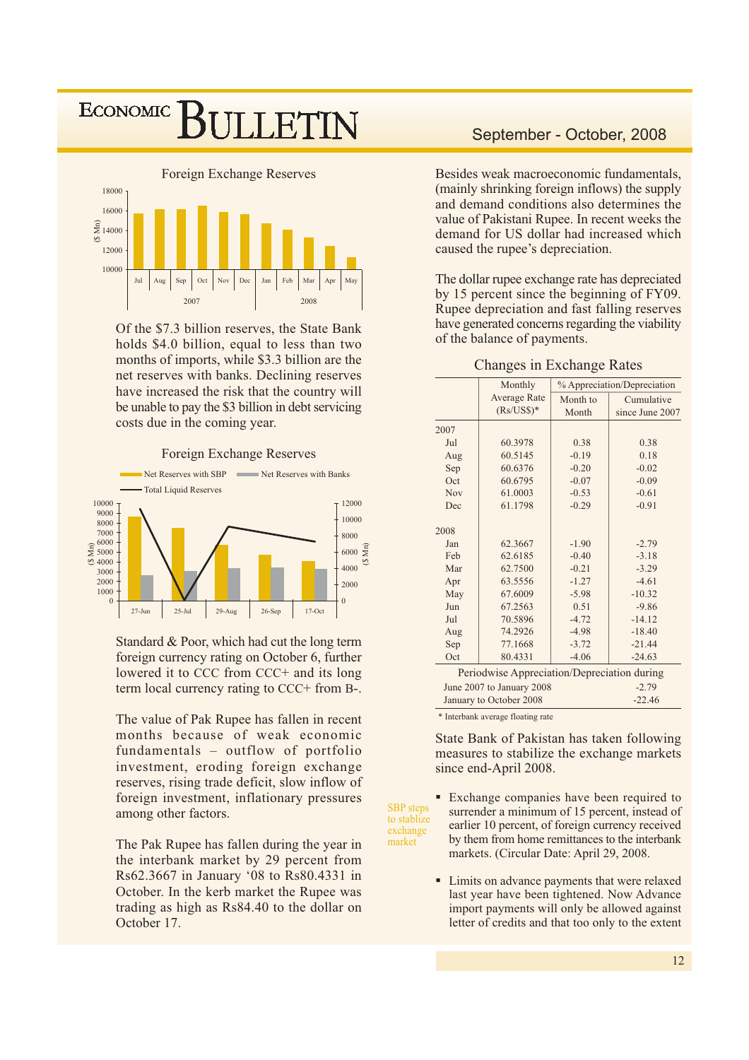Foreign Exchange Reserves

Of the $7.3 billion reserves, the State Bank holds $4.0 billion, equal to less than two months of imports, while $3.3 billion are the net reserves with banks. Declining reserves have increased the risk that the country will be unable to pay the $3 billion in debt servicing costs due in the coming year.

Foreign Exchange Reserves

Standard & Poor, which had cut the long term foreign currency rating on October 6, further lowered it to CCC from CCC+ and its long term local currency rating to CCC+ from B-.

The value of Pak Rupee has fallen in recent months because of weak economic fundamentals – outflow of portfolio investment, eroding foreign exchange reserves, rising trade deficit, slow inflow of foreign investment, inflationary pressures among other factors.

The Pak Rupee has fallen during the year in the interbank market by 29 percent from Rs62.3667 in January '08 to Rs80.4331 in October. In the kerb market the Rupee was trading as high as Rs84.40 to the dollar on October 17.

Besides weak macroeconomic fundamentals, (mainly shrinking foreign inflows) the supply and demand conditions also determines the value of Pakistani Rupee. In recent weeks the demand for US dollar had increased which caused the rupee's depreciation.

The dollar rupee exchange rate has depreciated by 15 percent since the beginning of FY09. Rupee depreciation and fast falling reserves have generated concerns regarding the viability of the balance of payments.

Changes in Exchange Rates

| | Monthly Average Rate (Rs/US$)* | % Appreciation/Depreciation | |
|---|---|---|---|
| | | Month to Month | Cumulative since June 2007 |
| **2007** | | | |
| Jul | 60.3978 | 0.38 | 0.38 |
| Aug | 60.5145 | -0.19 | 0.18 |
| Sep | 60.6376 | -0.20 | -0.02 |
| Oct | 60.6795 | -0.07 | -0.09 |
| Nov | 61.0003 | -0.53 | -0.61 |
| Dec | 61.1798 | -0.29 | -0.91 |
| **2008** | | | |
| Jan | 62.3667 | -1.90 | -2.79 |
| Feb | 62.6185 | -0.40 | -3.18 |
| Mar | 62.7500 | -0.21 | -3.29 |
| Apr | 63.5556 | -1.27 | -4.61 |
| May | 67.6009 | -5.98 | -10.32 |
| Jun | 67.2563 | 0.51 | -9.86 |
| Jul | 70.5896 | -4.72 | -14.12 |
| Aug | 74.2926 | -4.98 | -18.40 |
| Sep | 77.1668 | -3.72 | -21.44 |
| Oct | 80.4331 | -4.06 | -24.63 |
| **Periodwise Appreciation/Depreciation during** | | | |
| June 2007 to January 2008 | | | -2.79 |
| January to October 2008 | | | -22.46 |

\* Interbank average floating rate

State Bank of Pakistan has taken following measures to stabilize the exchange markets since end-April 2008.

SBP steps to stablize exchange market

- Exchange companies have been required to surrender a minimum of 15 percent, instead of earlier 10 percent, of foreign currency received by them from home remittances to the interbank markets. (Circular Date: April 29, 2008.
- Limits on advance payments that were relaxed last year have been tightened. Now Advance import payments will only be allowed against letter of credits and that too only to the extent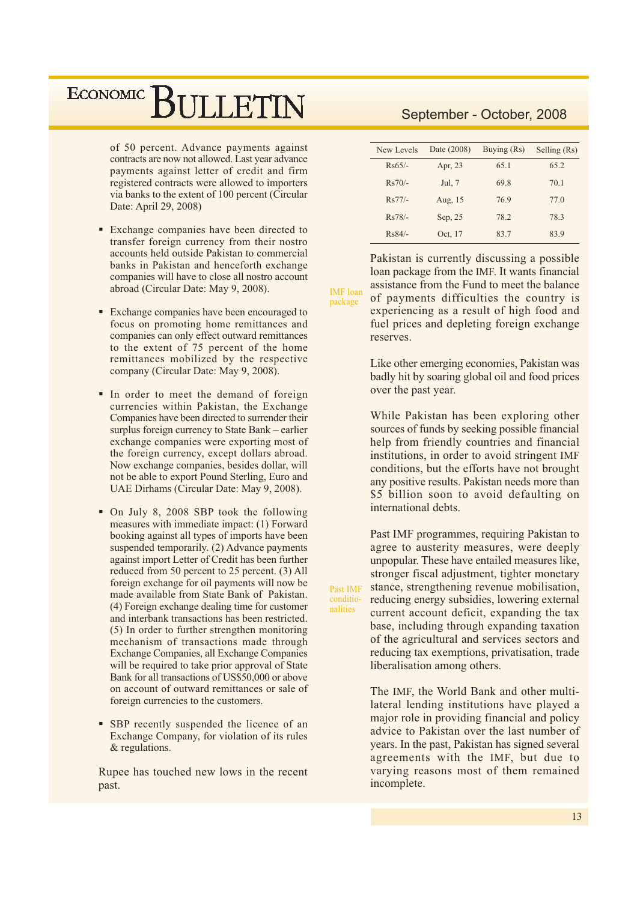of 50 percent. Advance payments against contracts are now not allowed. Last year advance payments against letter of credit and firm registered contracts were allowed to importers via banks to the extent of 100 percent (Circular Date: April 29, 2008)

- Exchange companies have been directed to transfer foreign currency from their nostro accounts held outside Pakistan to commercial banks in Pakistan and henceforth exchange companies will have to close all nostro account abroad (Circular Date: May 9, 2008).
- Exchange companies have been encouraged to focus on promoting home remittances and companies can only effect outward remittances to the extent of 75 percent of the home remittances mobilized by the respective company (Circular Date: May 9, 2008).
- In order to meet the demand of foreign currencies within Pakistan, the Exchange Companies have been directed to surrender their surplus foreign currency to State Bank – earlier exchange companies were exporting most of the foreign currency, except dollars abroad. Now exchange companies, besides dollar, will not be able to export Pound Sterling, Euro and UAE Dirhams (Circular Date: May 9, 2008).
- On July 8, 2008 SBP took the following measures with immediate impact: (1) Forward booking against all types of imports have been suspended temporarily. (2) Advance payments against import Letter of Credit has been further reduced from 50 percent to 25 percent. (3) All foreign exchange for oil payments will now be made available from State Bank of Pakistan. (4) Foreign exchange dealing time for customer and interbank transactions has been restricted. (5) In order to further strengthen monitoring mechanism of transactions made through Exchange Companies, all Exchange Companies will be required to take prior approval of State Bank for all transactions of US$50,000 or above on account of outward remittances or sale of foreign currencies to the customers.
- SBP recently suspended the licence of an Exchange Company, for violation of its rules & regulations.

Rupee has touched new lows in the recent past.

| New Levels | Date (2008) | Buying (Rs) | Selling (Rs) |
|---|---|---|---|
| Rs65/- | Apr, 23 | 65.1 | 65.2 |
| Rs70/- | Jul, 7 | 69.8 | 70.1 |
| Rs77/- | Aug, 15 | 76.9 | 77.0 |
| Rs78/- | Sep, 25 | 78.2 | 78.3 |
| Rs84/- | Oct, 17 | 83.7 | 83.9 |

*IMF loan package*

Pakistan is currently discussing a possible loan package from the IMF. It wants financial assistance from the Fund to meet the balance of payments difficulties the country is experiencing as a result of high food and fuel prices and depleting foreign exchange reserves.

Like other emerging economies, Pakistan was badly hit by soaring global oil and food prices over the past year.

While Pakistan has been exploring other sources of funds by seeking possible financial help from friendly countries and financial institutions, in order to avoid stringent IMF conditions, but the efforts have not brought any positive results. Pakistan needs more than $5 billion soon to avoid defaulting on international debts.

*Past IMF conditionalities*

Past IMF programmes, requiring Pakistan to agree to austerity measures, were deeply unpopular. These have entailed measures like, stronger fiscal adjustment, tighter monetary stance, strengthening revenue mobilisation, reducing energy subsidies, lowering external current account deficit, expanding the tax base, including through expanding taxation of the agricultural and services sectors and reducing tax exemptions, privatisation, trade liberalisation among others.

The IMF, the World Bank and other multi-lateral lending institutions have played a major role in providing financial and policy advice to Pakistan over the last number of years. In the past, Pakistan has signed several agreements with the IMF, but due to varying reasons most of them remained incomplete.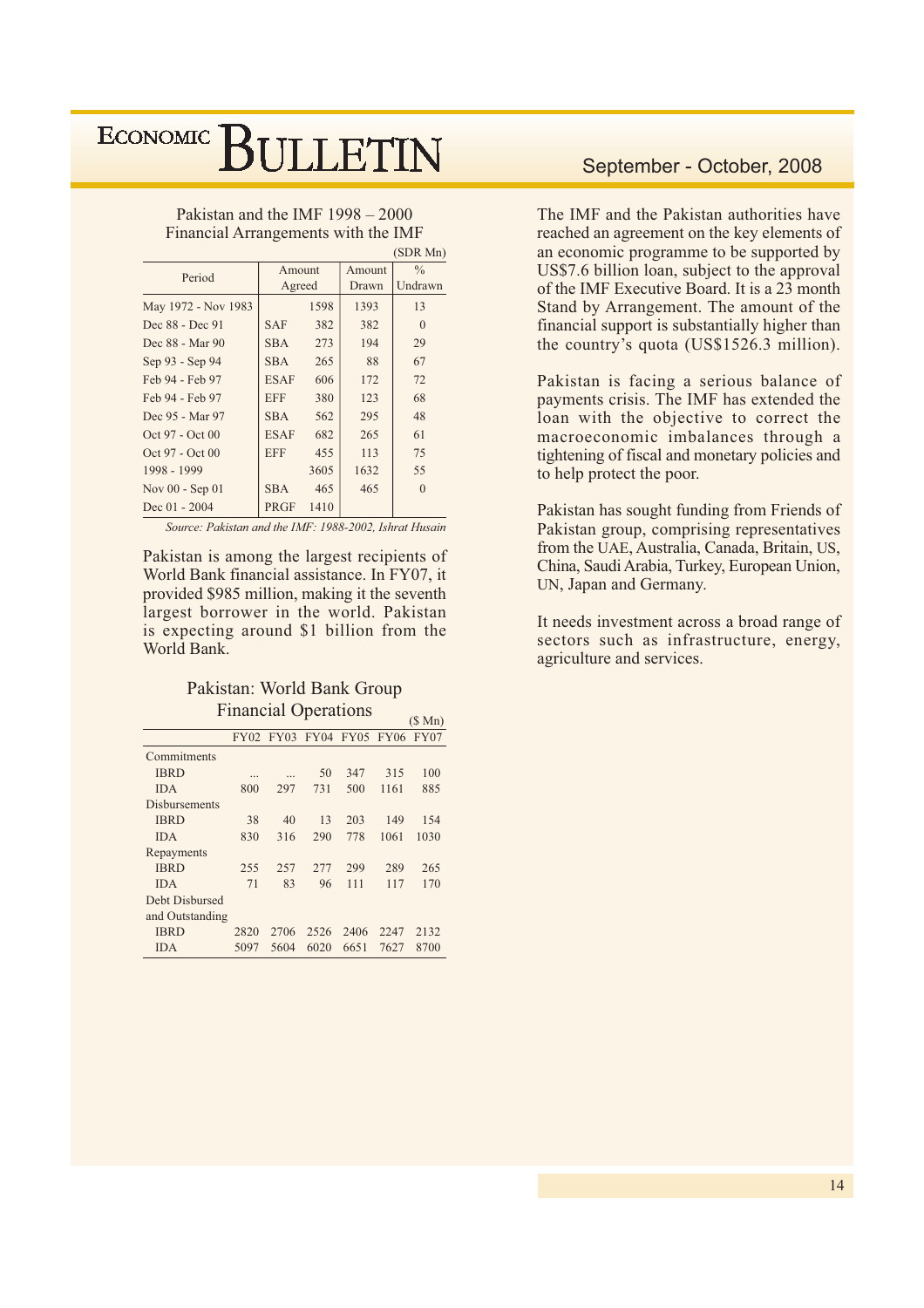Pakistan and the IMF 1998 – 2000
Financial Arrangements with the IMF

(SDR Mn)

| Period | Amount Agreed | | Amount Drawn | % Undrawn |
|---|---|---|---|---|
| May 1972 - Nov 1983 | | 1598 | 1393 | 13 |
| Dec 88 - Dec 91 | SAF | 382 | 382 | 0 |
| Dec 88 - Mar 90 | SBA | 273 | 194 | 29 |
| Sep 93 - Sep 94 | SBA | 265 | 88 | 67 |
| Feb 94 - Feb 97 | ESAF | 606 | 172 | 72 |
| Feb 94 - Feb 97 | EFF | 380 | 123 | 68 |
| Dec 95 - Mar 97 | SBA | 562 | 295 | 48 |
| Oct 97 - Oct 00 | ESAF | 682 | 265 | 61 |
| Oct 97 - Oct 00 | EFF | 455 | 113 | 75 |
| 1998 - 1999 | | 3605 | 1632 | 55 |
| Nov 00 - Sep 01 | SBA | 465 | 465 | 0 |
| Dec 01 - 2004 | PRGF | 1410 | | |

*Source: Pakistan and the IMF: 1988-2002, Ishrat Husain*

Pakistan is among the largest recipients of World Bank financial assistance. In FY07, it provided $985 million, making it the seventh largest borrower in the world. Pakistan is expecting around $1 billion from the World Bank.

Pakistan: World Bank Group
Financial Operations

($ Mn)

| | FY02 | FY03 | FY04 | FY05 | FY06 | FY07 |
|---|---|---|---|---|---|---|
| Commitments | | | | | | |
| IBRD | ... | ... | 50 | 347 | 315 | 100 |
| IDA | 800 | 297 | 731 | 500 | 1161 | 885 |
| Disbursements | | | | | | |
| IBRD | 38 | 40 | 13 | 203 | 149 | 154 |
| IDA | 830 | 316 | 290 | 778 | 1061 | 1030 |
| Repayments | | | | | | |
| IBRD | 255 | 257 | 277 | 299 | 289 | 265 |
| IDA | 71 | 83 | 96 | 111 | 117 | 170 |
| Debt Disbursed and Outstanding | | | | | | |
| IBRD | 2820 | 2706 | 2526 | 2406 | 2247 | 2132 |
| IDA | 5097 | 5604 | 6020 | 6651 | 7627 | 8700 |

The IMF and the Pakistan authorities have reached an agreement on the key elements of an economic programme to be supported by US$7.6 billion loan, subject to the approval of the IMF Executive Board. It is a 23 month Stand by Arrangement. The amount of the financial support is substantially higher than the country's quota (US$1526.3 million).

Pakistan is facing a serious balance of payments crisis. The IMF has extended the loan with the objective to correct the macroeconomic imbalances through a tightening of fiscal and monetary policies and to help protect the poor.

Pakistan has sought funding from Friends of Pakistan group, comprising representatives from the UAE, Australia, Canada, Britain, US, China, Saudi Arabia, Turkey, European Union, UN, Japan and Germany.

It needs investment across a broad range of sectors such as infrastructure, energy, agriculture and services.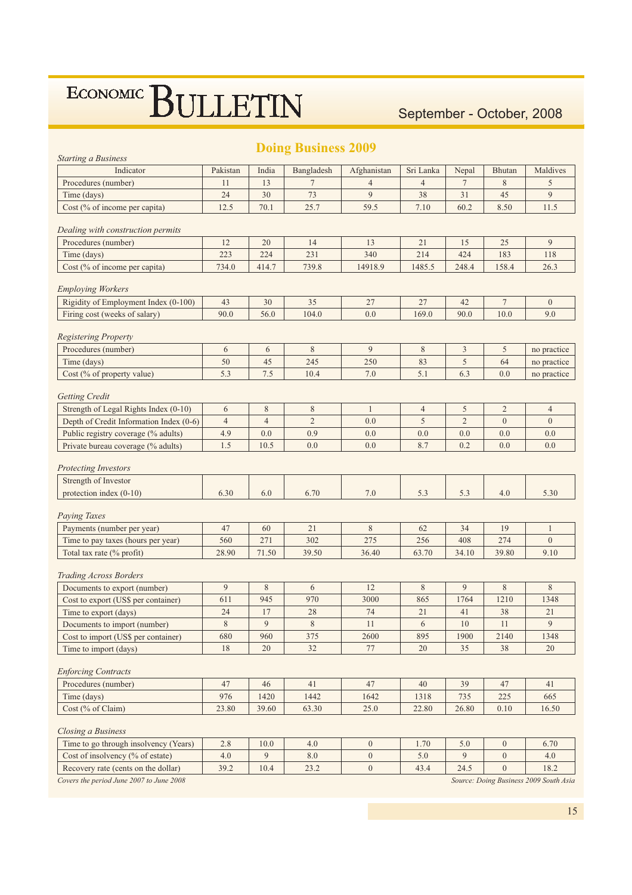## Doing Business 2009

*Starting a Business*

| Indicator | Pakistan | India | Bangladesh | Afghanistan | Sri Lanka | Nepal | Bhutan | Maldives |
|---|---|---|---|---|---|---|---|---|
| Procedures (number) | 11 | 13 | 7 | 4 | 4 | 7 | 8 | 5 |
| Time (days) | 24 | 30 | 73 | 9 | 38 | 31 | 45 | 9 |
| Cost (% of income per capita) | 12.5 | 70.1 | 25.7 | 59.5 | 7.10 | 60.2 | 8.50 | 11.5 |

*Dealing with construction permits*

| Indicator | Pakistan | India | Bangladesh | Afghanistan | Sri Lanka | Nepal | Bhutan | Maldives |
|---|---|---|---|---|---|---|---|---|
| Procedures (number) | 12 | 20 | 14 | 13 | 21 | 15 | 25 | 9 |
| Time (days) | 223 | 224 | 231 | 340 | 214 | 424 | 183 | 118 |
| Cost (% of income per capita) | 734.0 | 414.7 | 739.8 | 14918.9 | 1485.5 | 248.4 | 158.4 | 26.3 |

*Employing Workers*

| Indicator | Pakistan | India | Bangladesh | Afghanistan | Sri Lanka | Nepal | Bhutan | Maldives |
|---|---|---|---|---|---|---|---|---|
| Rigidity of Employment Index (0-100) | 43 | 30 | 35 | 27 | 27 | 42 | 7 | 0 |
| Firing cost (weeks of salary) | 90.0 | 56.0 | 104.0 | 0.0 | 169.0 | 90.0 | 10.0 | 9.0 |

*Registering Property*

| Indicator | Pakistan | India | Bangladesh | Afghanistan | Sri Lanka | Nepal | Bhutan | Maldives |
|---|---|---|---|---|---|---|---|---|
| Procedures (number) | 6 | 6 | 8 | 9 | 8 | 3 | 5 | no practice |
| Time (days) | 50 | 45 | 245 | 250 | 83 | 5 | 64 | no practice |
| Cost (% of property value) | 5.3 | 7.5 | 10.4 | 7.0 | 5.1 | 6.3 | 0.0 | no practice |

*Getting Credit*

| Indicator | Pakistan | India | Bangladesh | Afghanistan | Sri Lanka | Nepal | Bhutan | Maldives |
|---|---|---|---|---|---|---|---|---|
| Strength of Legal Rights Index (0-10) | 6 | 8 | 8 | 1 | 4 | 5 | 2 | 4 |
| Depth of Credit Information Index (0-6) | 4 | 4 | 2 | 0.0 | 5 | 2 | 0 | 0 |
| Public registry coverage (% adults) | 4.9 | 0.0 | 0.9 | 0.0 | 0.0 | 0.0 | 0.0 | 0.0 |
| Private bureau coverage (% adults) | 1.5 | 10.5 | 0.0 | 0.0 | 8.7 | 0.2 | 0.0 | 0.0 |

*Protecting Investors*

| Indicator | Pakistan | India | Bangladesh | Afghanistan | Sri Lanka | Nepal | Bhutan | Maldives |
|---|---|---|---|---|---|---|---|---|
| Strength of Investor protection index (0-10) | 6.30 | 6.0 | 6.70 | 7.0 | 5.3 | 5.3 | 4.0 | 5.30 |

*Paying Taxes*

| Indicator | Pakistan | India | Bangladesh | Afghanistan | Sri Lanka | Nepal | Bhutan | Maldives |
|---|---|---|---|---|---|---|---|---|
| Payments (number per year) | 47 | 60 | 21 | 8 | 62 | 34 | 19 | 1 |
| Time to pay taxes (hours per year) | 560 | 271 | 302 | 275 | 256 | 408 | 274 | 0 |
| Total tax rate (% profit) | 28.90 | 71.50 | 39.50 | 36.40 | 63.70 | 34.10 | 39.80 | 9.10 |

*Trading Across Borders*

| Indicator | Pakistan | India | Bangladesh | Afghanistan | Sri Lanka | Nepal | Bhutan | Maldives |
|---|---|---|---|---|---|---|---|---|
| Documents to export (number) | 9 | 8 | 6 | 12 | 8 | 9 | 8 | 8 |
| Cost to export (US$ per container) | 611 | 945 | 970 | 3000 | 865 | 1764 | 1210 | 1348 |
| Time to export (days) | 24 | 17 | 28 | 74 | 21 | 41 | 38 | 21 |
| Documents to import (number) | 8 | 9 | 8 | 11 | 6 | 10 | 11 | 9 |
| Cost to import (US$ per container) | 680 | 960 | 375 | 2600 | 895 | 1900 | 2140 | 1348 |
| Time to import (days) | 18 | 20 | 32 | 77 | 20 | 35 | 38 | 20 |

*Enforcing Contracts*

| Indicator | Pakistan | India | Bangladesh | Afghanistan | Sri Lanka | Nepal | Bhutan | Maldives |
|---|---|---|---|---|---|---|---|---|
| Procedures (number) | 47 | 46 | 41 | 47 | 40 | 39 | 47 | 41 |
| Time (days) | 976 | 1420 | 1442 | 1642 | 1318 | 735 | 225 | 665 |
| Cost (% of Claim) | 23.80 | 39.60 | 63.30 | 25.0 | 22.80 | 26.80 | 0.10 | 16.50 |

*Closing a Business*

| Indicator | Pakistan | India | Bangladesh | Afghanistan | Sri Lanka | Nepal | Bhutan | Maldives |
|---|---|---|---|---|---|---|---|---|
| Time to go through insolvency (Years) | 2.8 | 10.0 | 4.0 | 0 | 1.70 | 5.0 | 0 | 6.70 |
| Cost of insolvency (% of estate) | 4.0 | 9 | 8.0 | 0 | 5.0 | 9 | 0 | 4.0 |
| Recovery rate (cents on the dollar) | 39.2 | 10.4 | 23.2 | 0 | 43.4 | 24.5 | 0 | 18.2 |

*Covers the period June 2007 to June 2008*

*Source: Doing Business 2009 South Asia*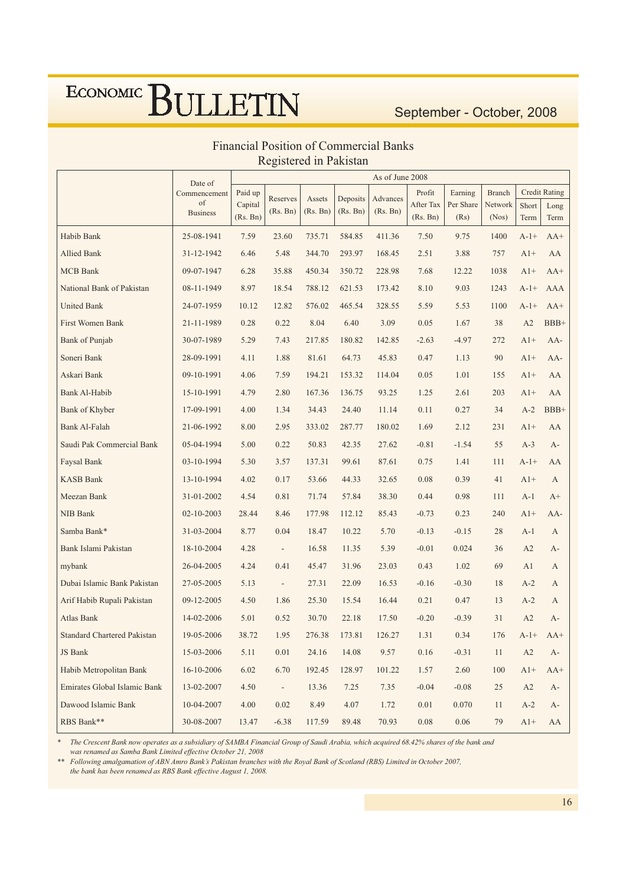## Financial Position of Commercial Banks Registered in Pakistan

| | Date of Commencement of Business | As of June 2008 | | | | | | | | | |
|---|---|---|---|---|---|---|---|---|---|---|---|
| | | Paid up Capital (Rs. Bn) | Reserves (Rs. Bn) | Assets (Rs. Bn) | Deposits (Rs. Bn) | Advances (Rs. Bn) | Profit After Tax (Rs. Bn) | Earning Per Share (Rs) | Branch Network (Nos) | Credit Rating | |
| | | | | | | | | | | Short Term | Long Term |
| Habib Bank | 25-08-1941 | 7.59 | 23.60 | 735.71 | 584.85 | 411.36 | 7.50 | 9.75 | 1400 | A-1+ | AA+ |
| Allied Bank | 31-12-1942 | 6.46 | 5.48 | 344.70 | 293.97 | 168.45 | 2.51 | 3.88 | 757 | A1+ | AA |
| MCB Bank | 09-07-1947 | 6.28 | 35.88 | 450.34 | 350.72 | 228.98 | 7.68 | 12.22 | 1038 | A1+ | AA+ |
| National Bank of Pakistan | 08-11-1949 | 8.97 | 18.54 | 788.12 | 621.53 | 173.42 | 8.10 | 9.03 | 1243 | A-1+ | AAA |
| United Bank | 24-07-1959 | 10.12 | 12.82 | 576.02 | 465.54 | 328.55 | 5.59 | 5.53 | 1100 | A-1+ | AA+ |
| First Women Bank | 21-11-1989 | 0.28 | 0.22 | 8.04 | 6.40 | 3.09 | 0.05 | 1.67 | 38 | A2 | BBB+ |
| Bank of Punjab | 30-07-1989 | 5.29 | 7.43 | 217.85 | 180.82 | 142.85 | -2.63 | -4.97 | 272 | A1+ | AA- |
| Soneri Bank | 28-09-1991 | 4.11 | 1.88 | 81.61 | 64.73 | 45.83 | 0.47 | 1.13 | 90 | A1+ | AA- |
| Askari Bank | 09-10-1991 | 4.06 | 7.59 | 194.21 | 153.32 | 114.04 | 0.05 | 1.01 | 155 | A1+ | AA |
| Bank Al-Habib | 15-10-1991 | 4.79 | 2.80 | 167.36 | 136.75 | 93.25 | 1.25 | 2.61 | 203 | A1+ | AA |
| Bank of Khyber | 17-09-1991 | 4.00 | 1.34 | 34.43 | 24.40 | 11.14 | 0.11 | 0.27 | 34 | A-2 | BBB+ |
| Bank Al-Falah | 21-06-1992 | 8.00 | 2.95 | 333.02 | 287.77 | 180.02 | 1.69 | 2.12 | 231 | A1+ | AA |
| Saudi Pak Commercial Bank | 05-04-1994 | 5.00 | 0.22 | 50.83 | 42.35 | 27.62 | -0.81 | -1.54 | 55 | A-3 | A- |
| Faysal Bank | 03-10-1994 | 5.30 | 3.57 | 137.31 | 99.61 | 87.61 | 0.75 | 1.41 | 111 | A-1+ | AA |
| KASB Bank | 13-10-1994 | 4.02 | 0.17 | 53.66 | 44.33 | 32.65 | 0.08 | 0.39 | 41 | A1+ | A |
| Meezan Bank | 31-01-2002 | 4.54 | 0.81 | 71.74 | 57.84 | 38.30 | 0.44 | 0.98 | 111 | A-1 | A+ |
| NIB Bank | 02-10-2003 | 28.44 | 8.46 | 177.98 | 112.12 | 85.43 | -0.73 | 0.23 | 240 | A1+ | AA- |
| Samba Bank* | 31-03-2004 | 8.77 | 0.04 | 18.47 | 10.22 | 5.70 | -0.13 | -0.15 | 28 | A-1 | A |
| Bank Islami Pakistan | 18-10-2004 | 4.28 | - | 16.58 | 11.35 | 5.39 | -0.01 | 0.024 | 36 | A2 | A- |
| mybank | 26-04-2005 | 4.24 | 0.41 | 45.47 | 31.96 | 23.03 | 0.43 | 1.02 | 69 | A1 | A |
| Dubai Islamic Bank Pakistan | 27-05-2005 | 5.13 | - | 27.31 | 22.09 | 16.53 | -0.16 | -0.30 | 18 | A-2 | A |
| Arif Habib Rupali Pakistan | 09-12-2005 | 4.50 | 1.86 | 25.30 | 15.54 | 16.44 | 0.21 | 0.47 | 13 | A-2 | A |
| Atlas Bank | 14-02-2006 | 5.01 | 0.52 | 30.70 | 22.18 | 17.50 | -0.20 | -0.39 | 31 | A2 | A- |
| Standard Chartered Pakistan | 19-05-2006 | 38.72 | 1.95 | 276.38 | 173.81 | 126.27 | 1.31 | 0.34 | 176 | A-1+ | AA+ |
| JS Bank | 15-03-2006 | 5.11 | 0.01 | 24.16 | 14.08 | 9.57 | 0.16 | -0.31 | 11 | A2 | A- |
| Habib Metropolitan Bank | 16-10-2006 | 6.02 | 6.70 | 192.45 | 128.97 | 101.22 | 1.57 | 2.60 | 100 | A1+ | AA+ |
| Emirates Global Islamic Bank | 13-02-2007 | 4.50 | - | 13.36 | 7.25 | 7.35 | -0.04 | -0.08 | 25 | A2 | A- |
| Dawood Islamic Bank | 10-04-2007 | 4.00 | 0.02 | 8.49 | 4.07 | 1.72 | 0.01 | 0.070 | 11 | A-2 | A- |
| RBS Bank** | 30-08-2007 | 13.47 | -6.38 | 117.59 | 89.48 | 70.93 | 0.08 | 0.06 | 79 | A1+ | AA |

\* *The Crescent Bank now operates as a subsidiary of SAMBA Financial Group of Saudi Arabia, which acquired 68.42% shares of the bank and was renamed as Samba Bank Limited effective October 21, 2008*

\*\* *Following amalgamation of ABN Amro Bank's Pakistan branches with the Royal Bank of Scotland (RBS) Limited in October 2007, the bank has been renamed as RBS Bank effective August 1, 2008.*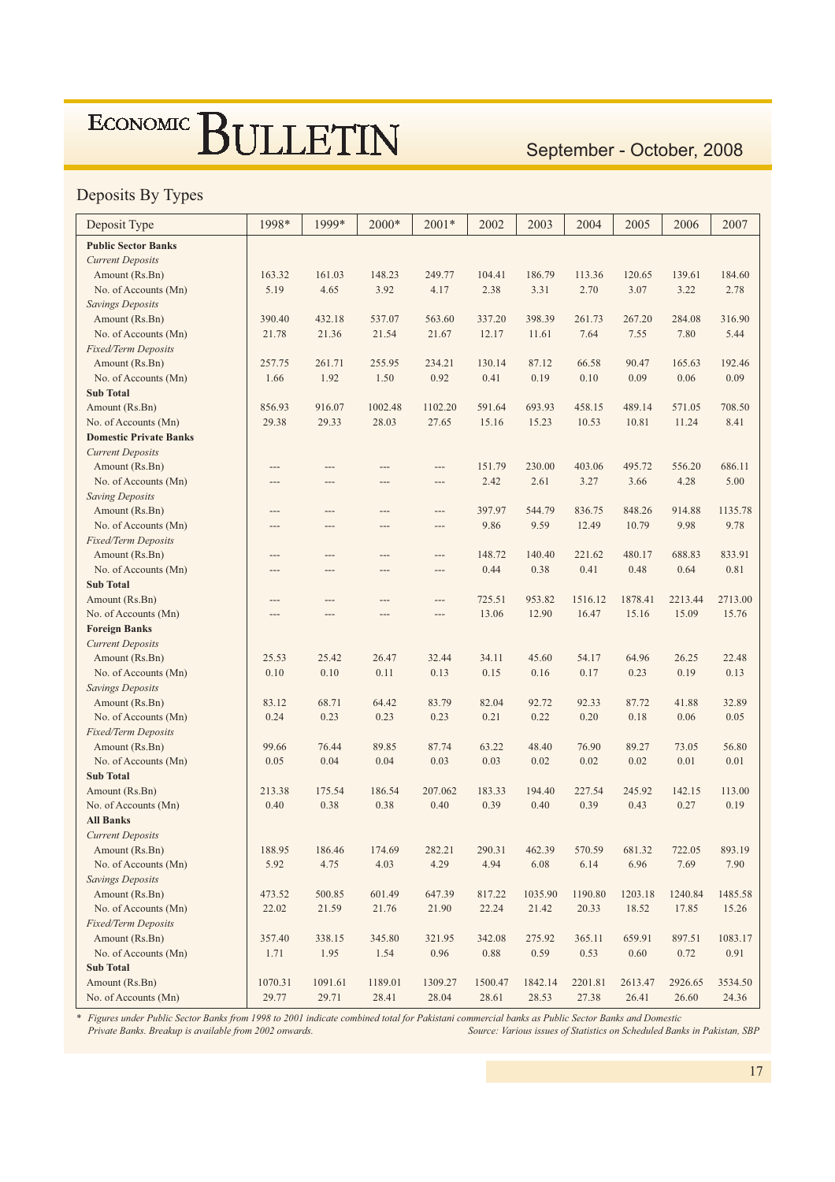## Deposits By Types

| Deposit Type | 1998* | 1999* | 2000* | 2001* | 2002 | 2003 | 2004 | 2005 | 2006 | 2007 |
|---|---|---|---|---|---|---|---|---|---|---|
| **Public Sector Banks** | | | | | | | | | | |
| *Current Deposits* | | | | | | | | | | |
| Amount (Rs.Bn) | 163.32 | 161.03 | 148.23 | 249.77 | 104.41 | 186.79 | 113.36 | 120.65 | 139.61 | 184.60 |
| No. of Accounts (Mn) | 5.19 | 4.65 | 3.92 | 4.17 | 2.38 | 3.31 | 2.70 | 3.07 | 3.22 | 2.78 |
| *Savings Deposits* | | | | | | | | | | |
| Amount (Rs.Bn) | 390.40 | 432.18 | 537.07 | 563.60 | 337.20 | 398.39 | 261.73 | 267.20 | 284.08 | 316.90 |
| No. of Accounts (Mn) | 21.78 | 21.36 | 21.54 | 21.67 | 12.17 | 11.61 | 7.64 | 7.55 | 7.80 | 5.44 |
| *Fixed/Term Deposits* | | | | | | | | | | |
| Amount (Rs.Bn) | 257.75 | 261.71 | 255.95 | 234.21 | 130.14 | 87.12 | 66.58 | 90.47 | 165.63 | 192.46 |
| No. of Accounts (Mn) | 1.66 | 1.92 | 1.50 | 0.92 | 0.41 | 0.19 | 0.10 | 0.09 | 0.06 | 0.09 |
| **Sub Total** | | | | | | | | | | |
| Amount (Rs.Bn) | 856.93 | 916.07 | 1002.48 | 1102.20 | 591.64 | 693.93 | 458.15 | 489.14 | 571.05 | 708.50 |
| No. of Accounts (Mn) | 29.38 | 29.33 | 28.03 | 27.65 | 15.16 | 15.23 | 10.53 | 10.81 | 11.24 | 8.41 |
| **Domestic Private Banks** | | | | | | | | | | |
| *Current Deposits* | | | | | | | | | | |
| Amount (Rs.Bn) | --- | --- | --- | --- | 151.79 | 230.00 | 403.06 | 495.72 | 556.20 | 686.11 |
| No. of Accounts (Mn) | --- | --- | --- | --- | 2.42 | 2.61 | 3.27 | 3.66 | 4.28 | 5.00 |
| *Saving Deposits* | | | | | | | | | | |
| Amount (Rs.Bn) | --- | --- | --- | --- | 397.97 | 544.79 | 836.75 | 848.26 | 914.88 | 1135.78 |
| No. of Accounts (Mn) | --- | --- | --- | --- | 9.86 | 9.59 | 12.49 | 10.79 | 9.98 | 9.78 |
| *Fixed/Term Deposits* | | | | | | | | | | |
| Amount (Rs.Bn) | --- | --- | --- | --- | 148.72 | 140.40 | 221.62 | 480.17 | 688.83 | 833.91 |
| No. of Accounts (Mn) | --- | --- | --- | --- | 0.44 | 0.38 | 0.41 | 0.48 | 0.64 | 0.81 |
| **Sub Total** | | | | | | | | | | |
| Amount (Rs.Bn) | --- | --- | --- | --- | 725.51 | 953.82 | 1516.12 | 1878.41 | 2213.44 | 2713.00 |
| No. of Accounts (Mn) | --- | --- | --- | --- | 13.06 | 12.90 | 16.47 | 15.16 | 15.09 | 15.76 |
| **Foreign Banks** | | | | | | | | | | |
| *Current Deposits* | | | | | | | | | | |
| Amount (Rs.Bn) | 25.53 | 25.42 | 26.47 | 32.44 | 34.11 | 45.60 | 54.17 | 64.96 | 26.25 | 22.48 |
| No. of Accounts (Mn) | 0.10 | 0.10 | 0.11 | 0.13 | 0.15 | 0.16 | 0.17 | 0.23 | 0.19 | 0.13 |
| *Savings Deposits* | | | | | | | | | | |
| Amount (Rs.Bn) | 83.12 | 68.71 | 64.42 | 83.79 | 82.04 | 92.72 | 92.33 | 87.72 | 41.88 | 32.89 |
| No. of Accounts (Mn) | 0.24 | 0.23 | 0.23 | 0.23 | 0.21 | 0.22 | 0.20 | 0.18 | 0.06 | 0.05 |
| *Fixed/Term Deposits* | | | | | | | | | | |
| Amount (Rs.Bn) | 99.66 | 76.44 | 89.85 | 87.74 | 63.22 | 48.40 | 76.90 | 89.27 | 73.05 | 56.80 |
| No. of Accounts (Mn) | 0.05 | 0.04 | 0.04 | 0.03 | 0.03 | 0.02 | 0.02 | 0.02 | 0.01 | 0.01 |
| **Sub Total** | | | | | | | | | | |
| Amount (Rs.Bn) | 213.38 | 175.54 | 186.54 | 207.062 | 183.33 | 194.40 | 227.54 | 245.92 | 142.15 | 113.00 |
| No. of Accounts (Mn) | 0.40 | 0.38 | 0.38 | 0.40 | 0.39 | 0.40 | 0.39 | 0.43 | 0.27 | 0.19 |
| **All Banks** | | | | | | | | | | |
| *Current Deposits* | | | | | | | | | | |
| Amount (Rs.Bn) | 188.95 | 186.46 | 174.69 | 282.21 | 290.31 | 462.39 | 570.59 | 681.32 | 722.05 | 893.19 |
| No. of Accounts (Mn) | 5.92 | 4.75 | 4.03 | 4.29 | 4.94 | 6.08 | 6.14 | 6.96 | 7.69 | 7.90 |
| *Savings Deposits* | | | | | | | | | | |
| Amount (Rs.Bn) | 473.52 | 500.85 | 601.49 | 647.39 | 817.22 | 1035.90 | 1190.80 | 1203.18 | 1240.84 | 1485.58 |
| No. of Accounts (Mn) | 22.02 | 21.59 | 21.76 | 21.90 | 22.24 | 21.42 | 20.33 | 18.52 | 17.85 | 15.26 |
| *Fixed/Term Deposits* | | | | | | | | | | |
| Amount (Rs.Bn) | 357.40 | 338.15 | 345.80 | 321.95 | 342.08 | 275.92 | 365.11 | 659.91 | 897.51 | 1083.17 |
| No. of Accounts (Mn) | 1.71 | 1.95 | 1.54 | 0.96 | 0.88 | 0.59 | 0.53 | 0.60 | 0.72 | 0.91 |
| **Sub Total** | | | | | | | | | | |
| Amount (Rs.Bn) | 1070.31 | 1091.61 | 1189.01 | 1309.27 | 1500.47 | 1842.14 | 2201.81 | 2613.47 | 2926.65 | 3534.50 |
| No. of Accounts (Mn) | 29.77 | 29.71 | 28.41 | 28.04 | 28.61 | 28.53 | 27.38 | 26.41 | 26.60 | 24.36 |

*\* Figures under Public Sector Banks from 1998 to 2001 indicate combined total for Pakistani commercial banks as Public Sector Banks and Domestic Private Banks. Breakup is available from 2002 onwards.*

*Source: Various issues of Statistics on Scheduled Banks in Pakistan, SBP*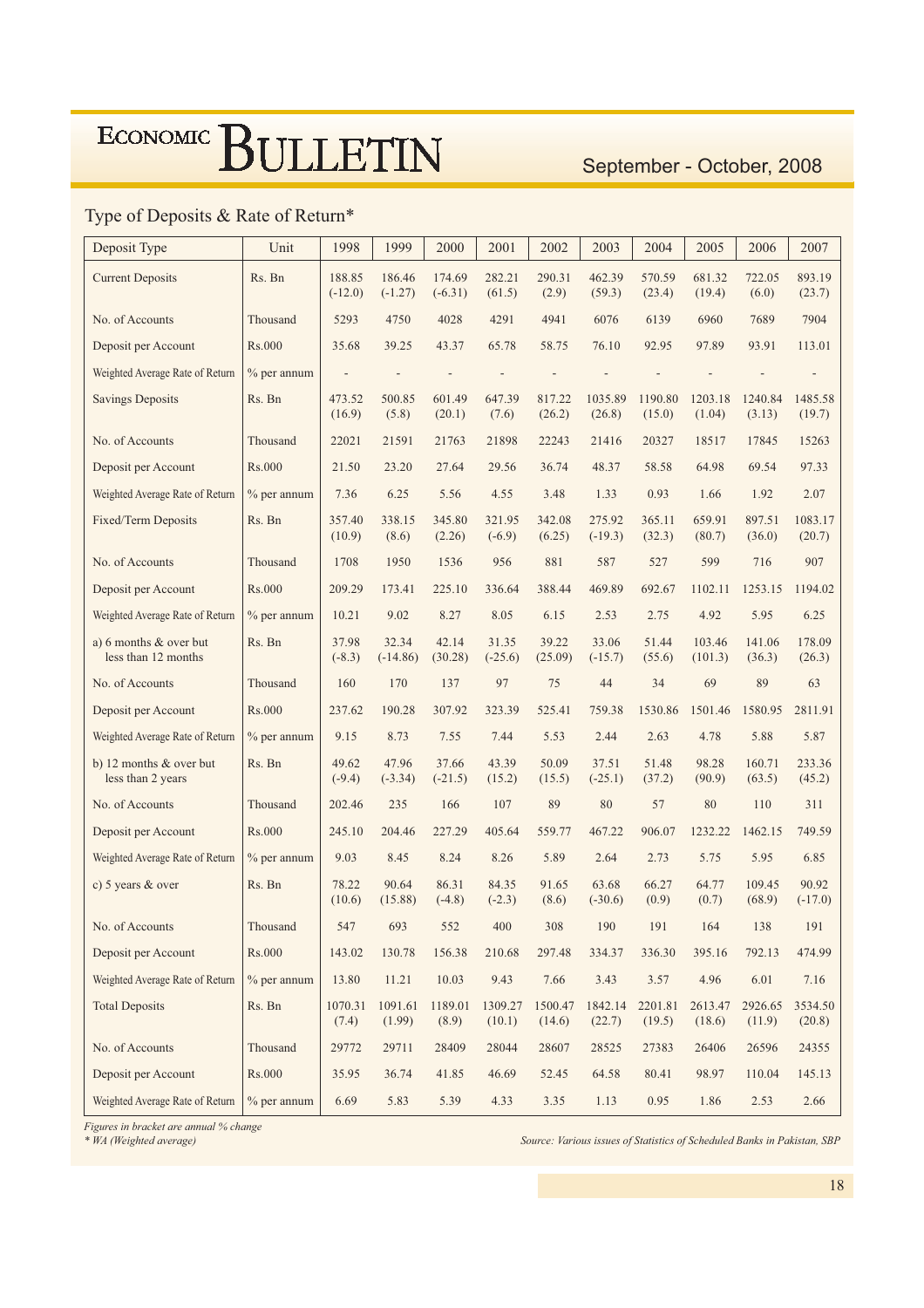## Type of Deposits & Rate of Return*

| Deposit Type | Unit | 1998 | 1999 | 2000 | 2001 | 2002 | 2003 | 2004 | 2005 | 2006 | 2007 |
|---|---|---|---|---|---|---|---|---|---|---|---|
| Current Deposits | Rs. Bn | 188.85 (-12.0) | 186.46 (-1.27) | 174.69 (-6.31) | 282.21 (61.5) | 290.31 (2.9) | 462.39 (59.3) | 570.59 (23.4) | 681.32 (19.4) | 722.05 (6.0) | 893.19 (23.7) |
| No. of Accounts | Thousand | 5293 | 4750 | 4028 | 4291 | 4941 | 6076 | 6139 | 6960 | 7689 | 7904 |
| Deposit per Account | Rs.000 | 35.68 | 39.25 | 43.37 | 65.78 | 58.75 | 76.10 | 92.95 | 97.89 | 93.91 | 113.01 |
| Weighted Average Rate of Return | % per annum | - | - | - | - | - | - | - | - | - | - |
| Savings Deposits | Rs. Bn | 473.52 (16.9) | 500.85 (5.8) | 601.49 (20.1) | 647.39 (7.6) | 817.22 (26.2) | 1035.89 (26.8) | 1190.80 (15.0) | 1203.18 (1.04) | 1240.84 (3.13) | 1485.58 (19.7) |
| No. of Accounts | Thousand | 22021 | 21591 | 21763 | 21898 | 22243 | 21416 | 20327 | 18517 | 17845 | 15263 |
| Deposit per Account | Rs.000 | 21.50 | 23.20 | 27.64 | 29.56 | 36.74 | 48.37 | 58.58 | 64.98 | 69.54 | 97.33 |
| Weighted Average Rate of Return | % per annum | 7.36 | 6.25 | 5.56 | 4.55 | 3.48 | 1.33 | 0.93 | 1.66 | 1.92 | 2.07 |
| Fixed/Term Deposits | Rs. Bn | 357.40 (10.9) | 338.15 (8.6) | 345.80 (2.26) | 321.95 (-6.9) | 342.08 (6.25) | 275.92 (-19.3) | 365.11 (32.3) | 659.91 (80.7) | 897.51 (36.0) | 1083.17 (20.7) |
| No. of Accounts | Thousand | 1708 | 1950 | 1536 | 956 | 881 | 587 | 527 | 599 | 716 | 907 |
| Deposit per Account | Rs.000 | 209.29 | 173.41 | 225.10 | 336.64 | 388.44 | 469.89 | 692.67 | 1102.11 | 1253.15 | 1194.02 |
| Weighted Average Rate of Return | % per annum | 10.21 | 9.02 | 8.27 | 8.05 | 6.15 | 2.53 | 2.75 | 4.92 | 5.95 | 6.25 |
| a) 6 months & over but less than 12 months | Rs. Bn | 37.98 (-8.3) | 32.34 (-14.86) | 42.14 (30.28) | 31.35 (-25.6) | 39.22 (25.09) | 33.06 (-15.7) | 51.44 (55.6) | 103.46 (101.3) | 141.06 (36.3) | 178.09 (26.3) |
| No. of Accounts | Thousand | 160 | 170 | 137 | 97 | 75 | 44 | 34 | 69 | 89 | 63 |
| Deposit per Account | Rs.000 | 237.62 | 190.28 | 307.92 | 323.39 | 525.41 | 759.38 | 1530.86 | 1501.46 | 1580.95 | 2811.91 |
| Weighted Average Rate of Return | % per annum | 9.15 | 8.73 | 7.55 | 7.44 | 5.53 | 2.44 | 2.63 | 4.78 | 5.88 | 5.87 |
| b) 12 months & over but less than 2 years | Rs. Bn | 49.62 (-9.4) | 47.96 (-3.34) | 37.66 (-21.5) | 43.39 (15.2) | 50.09 (15.5) | 37.51 (-25.1) | 51.48 (37.2) | 98.28 (90.9) | 160.71 (63.5) | 233.36 (45.2) |
| No. of Accounts | Thousand | 202.46 | 235 | 166 | 107 | 89 | 80 | 57 | 80 | 110 | 311 |
| Deposit per Account | Rs.000 | 245.10 | 204.46 | 227.29 | 405.64 | 559.77 | 467.22 | 906.07 | 1232.22 | 1462.15 | 749.59 |
| Weighted Average Rate of Return | % per annum | 9.03 | 8.45 | 8.24 | 8.26 | 5.89 | 2.64 | 2.73 | 5.75 | 5.95 | 6.85 |
| c) 5 years & over | Rs. Bn | 78.22 (10.6) | 90.64 (15.88) | 86.31 (-4.8) | 84.35 (-2.3) | 91.65 (8.6) | 63.68 (-30.6) | 66.27 (0.9) | 64.77 (0.7) | 109.45 (68.9) | 90.92 (-17.0) |
| No. of Accounts | Thousand | 547 | 693 | 552 | 400 | 308 | 190 | 191 | 164 | 138 | 191 |
| Deposit per Account | Rs.000 | 143.02 | 130.78 | 156.38 | 210.68 | 297.48 | 334.37 | 336.30 | 395.16 | 792.13 | 474.99 |
| Weighted Average Rate of Return | % per annum | 13.80 | 11.21 | 10.03 | 9.43 | 7.66 | 3.43 | 3.57 | 4.96 | 6.01 | 7.16 |
| Total Deposits | Rs. Bn | 1070.31 (7.4) | 1091.61 (1.99) | 1189.01 (8.9) | 1309.27 (10.1) | 1500.47 (14.6) | 1842.14 (22.7) | 2201.81 (19.5) | 2613.47 (18.6) | 2926.65 (11.9) | 3534.50 (20.8) |
| No. of Accounts | Thousand | 29772 | 29711 | 28409 | 28044 | 28607 | 28525 | 27383 | 26406 | 26596 | 24355 |
| Deposit per Account | Rs.000 | 35.95 | 36.74 | 41.85 | 46.69 | 52.45 | 64.58 | 80.41 | 98.97 | 110.04 | 145.13 |
| Weighted Average Rate of Return | % per annum | 6.69 | 5.83 | 5.39 | 4.33 | 3.35 | 1.13 | 0.95 | 1.86 | 2.53 | 2.66 |

*Figures in bracket are annual % change*
*\* WA (Weighted average)*

*Source: Various issues of Statistics of Scheduled Banks in Pakistan, SBP*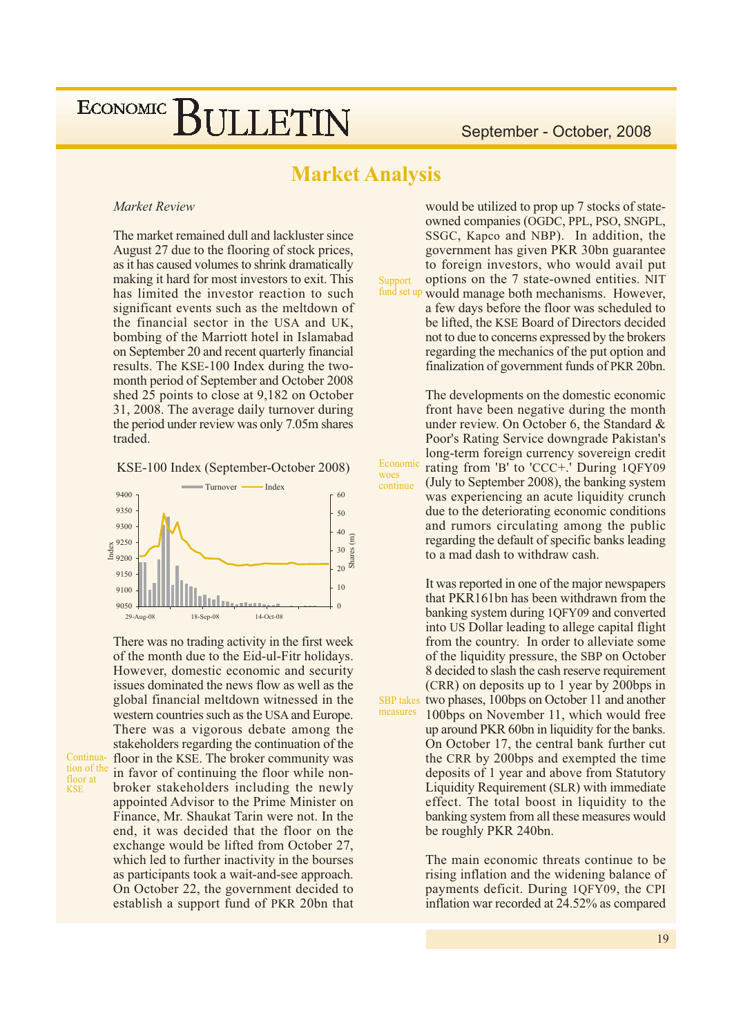# Market Analysis

*Market Review*

The market remained dull and lackluster since August 27 due to the flooring of stock prices, as it has caused volumes to shrink dramatically making it hard for most investors to exit. This has limited the investor reaction to such significant events such as the meltdown of the financial sector in the USA and UK, bombing of the Marriott hotel in Islamabad on September 20 and recent quarterly financial results. The KSE-100 Index during the two-month period of September and October 2008 shed 25 points to close at 9,182 on October 31, 2008. The average daily turnover during the period under review was only 7.05m shares traded.

KSE-100 Index (September-October 2008)

There was no trading activity in the first week of the month due to the Eid-ul-Fitr holidays. However, domestic economic and security issues dominated the news flow as well as the global financial meltdown witnessed in the western countries such as the USA and Europe. There was a vigorous debate among the stakeholders regarding the continuation of the floor in the KSE. The broker community was in favor of continuing the floor while non-broker stakeholders including the newly appointed Advisor to the Prime Minister on Finance, Mr. Shaukat Tarin were not. In the end, it was decided that the floor on the exchange would be lifted from October 27, which led to further inactivity in the bourses as participants took a wait-and-see approach. On October 22, the government decided to establish a support fund of PKR 20bn that would be utilized to prop up 7 stocks of state-owned companies (OGDC, PPL, PSO, SNGPL, SSGC, Kapco and NBP). In addition, the government has given PKR 30bn guarantee to foreign investors, who would avail put options on the 7 state-owned entities. NIT would manage both mechanisms. However, a few days before the floor was scheduled to be lifted, the KSE Board of Directors decided not to due to concerns expressed by the brokers regarding the mechanics of the put option and finalization of government funds of PKR 20bn.

The developments on the domestic economic front have been negative during the month under review. On October 6, the Standard & Poor's Rating Service downgrade Pakistan's long-term foreign currency sovereign credit rating from 'B' to 'CCC+.' During 1QFY09 (July to September 2008), the banking system was experiencing an acute liquidity crunch due to the deteriorating economic conditions and rumors circulating among the public regarding the default of specific banks leading to a mad dash to withdraw cash.

It was reported in one of the major newspapers that PKR161bn has been withdrawn from the banking system during 1QFY09 and converted into US Dollar leading to allege capital flight from the country. In order to alleviate some of the liquidity pressure, the SBP on October 8 decided to slash the cash reserve requirement (CRR) on deposits up to 1 year by 200bps in two phases, 100bps on October 11 and another 100bps on November 11, which would free up around PKR 60bn in liquidity for the banks. On October 17, the central bank further cut the CRR by 200bps and exempted the time deposits of 1 year and above from Statutory Liquidity Requirement (SLR) with immediate effect. The total boost in liquidity to the banking system from all these measures would be roughly PKR 240bn.

The main economic threats continue to be rising inflation and the widening balance of payments deficit. During 1QFY09, the CPI inflation war recorded at 24.52% as compared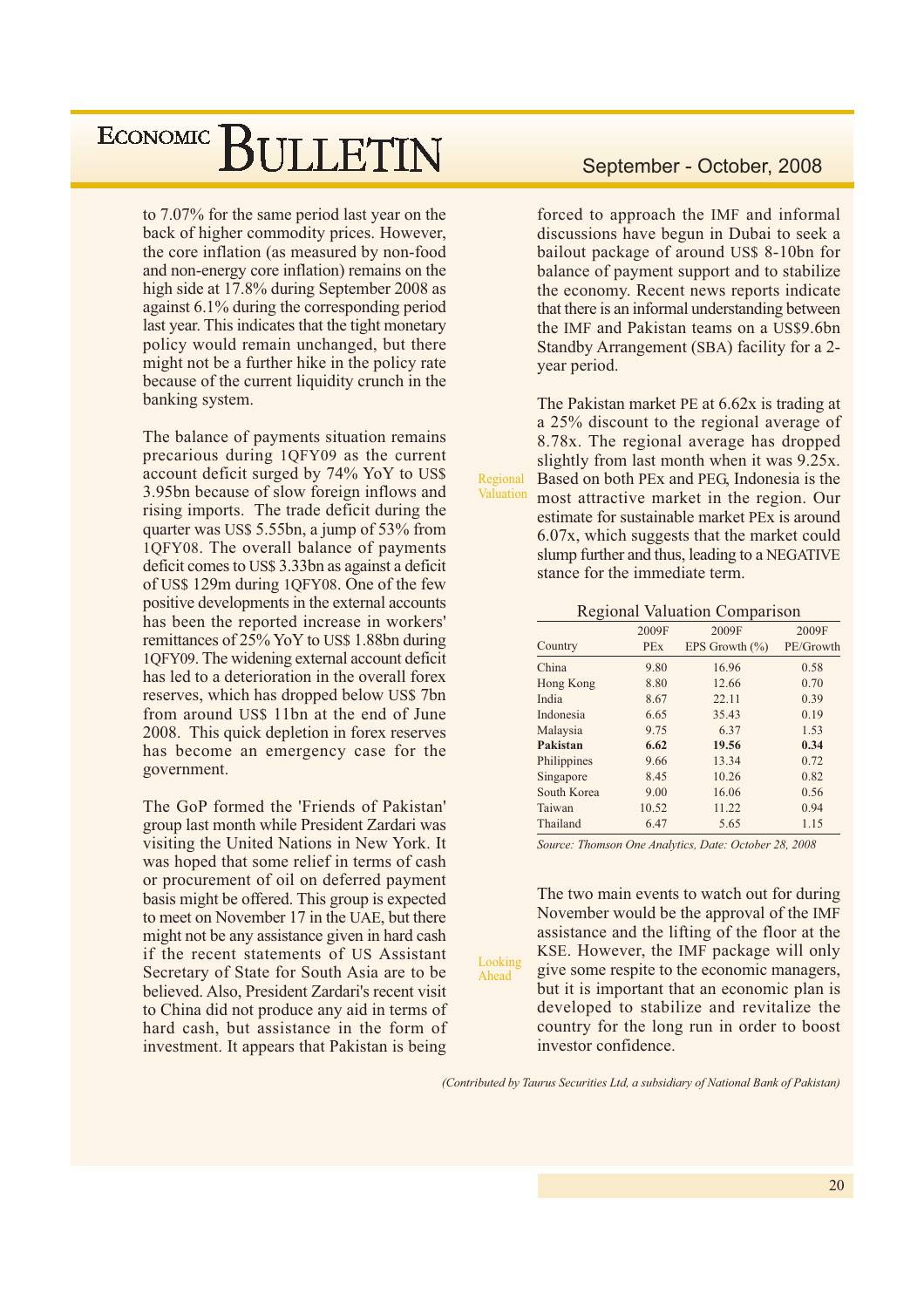to 7.07% for the same period last year on the back of higher commodity prices. However, the core inflation (as measured by non-food and non-energy core inflation) remains on the high side at 17.8% during September 2008 as against 6.1% during the corresponding period last year. This indicates that the tight monetary policy would remain unchanged, but there might not be a further hike in the policy rate because of the current liquidity crunch in the banking system.

The balance of payments situation remains precarious during 1QFY09 as the current account deficit surged by 74% YoY to US$ 3.95bn because of slow foreign inflows and rising imports. The trade deficit during the quarter was US$ 5.55bn, a jump of 53% from 1QFY08. The overall balance of payments deficit comes to US$ 3.33bn as against a deficit of US$ 129m during 1QFY08. One of the few positive developments in the external accounts has been the reported increase in workers' remittances of 25% YoY to US$ 1.88bn during 1QFY09. The widening external account deficit has led to a deterioration in the overall forex reserves, which has dropped below US$ 7bn from around US$ 11bn at the end of June 2008. This quick depletion in forex reserves has become an emergency case for the government.

The GoP formed the 'Friends of Pakistan' group last month while President Zardari was visiting the United Nations in New York. It was hoped that some relief in terms of cash or procurement of oil on deferred payment basis might be offered. This group is expected to meet on November 17 in the UAE, but there might not be any assistance given in hard cash if the recent statements of US Assistant Secretary of State for South Asia are to be believed. Also, President Zardari's recent visit to China did not produce any aid in terms of hard cash, but assistance in the form of investment. It appears that Pakistan is being forced to approach the IMF and informal discussions have begun in Dubai to seek a bailout package of around US$ 8-10bn for balance of payment support and to stabilize the economy. Recent news reports indicate that there is an informal understanding between the IMF and Pakistan teams on a US$9.6bn Standby Arrangement (SBA) facility for a 2-year period.

**Regional Valuation**

The Pakistan market PE at 6.62x is trading at a 25% discount to the regional average of 8.78x. The regional average has dropped slightly from last month when it was 9.25x. Based on both PEx and PEG, Indonesia is the most attractive market in the region. Our estimate for sustainable market PEx is around 6.07x, which suggests that the market could slump further and thus, leading to a NEGATIVE stance for the immediate term.

Regional Valuation Comparison

| Country | 2009F PEx | 2009F EPS Growth (%) | 2009F PE/Growth |
|---|---|---|---|
| China | 9.80 | 16.96 | 0.58 |
| Hong Kong | 8.80 | 12.66 | 0.70 |
| India | 8.67 | 22.11 | 0.39 |
| Indonesia | 6.65 | 35.43 | 0.19 |
| Malaysia | 9.75 | 6.37 | 1.53 |
| **Pakistan** | **6.62** | **19.56** | **0.34** |
| Philippines | 9.66 | 13.34 | 0.72 |
| Singapore | 8.45 | 10.26 | 0.82 |
| South Korea | 9.00 | 16.06 | 0.56 |
| Taiwan | 10.52 | 11.22 | 0.94 |
| Thailand | 6.47 | 5.65 | 1.15 |

*Source: Thomson One Analytics, Date: October 28, 2008*

**Looking Ahead**

The two main events to watch out for during November would be the approval of the IMF assistance and the lifting of the floor at the KSE. However, the IMF package will only give some respite to the economic managers, but it is important that an economic plan is developed to stabilize and revitalize the country for the long run in order to boost investor confidence.

*(Contributed by Taurus Securities Ltd, a subsidiary of National Bank of Pakistan)*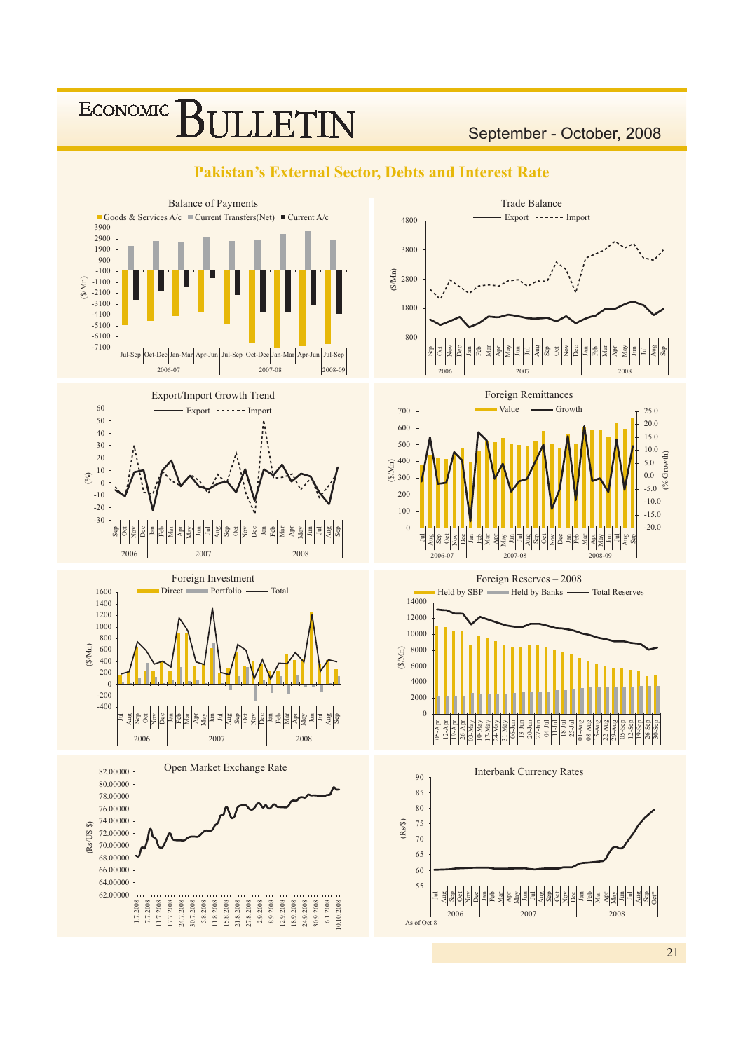# Pakistan's External Sector, Debts and Interest Rate

### Balance of Payments

Goods & Services A/c | Current Transfers(Net) | Current A/c

($/Mn)

Jul-Sep | Oct-Dec | Jan-Mar | Apr-Jun | Jul-Sep | Oct-Dec | Jan-Mar | Apr-Jun | Jul-Sep

2006-07 | 2007-08 | 2008-09

### Trade Balance

Export | Import

($/Mn)

2006 | 2007 | 2008

### Export/Import Growth Trend

Export | Import

(%)

2006 | 2007 | 2008

### Foreign Remittances

Value | Growth

($/Mn) | (% Growth)

2006-07 | 2007-08 | 2008-09

### Foreign Investment

Direct | Portfolio | Total

($/Mn)

2006 | 2007 | 2008

### Foreign Reserves – 2008

Held by SBP | Held by Banks | Total Reserves

($/Mn)

### Open Market Exchange Rate

(Rs/US $)

### Interbank Currency Rates

(Rs/$)

2006 | 2007 | 2008

As of Oct 8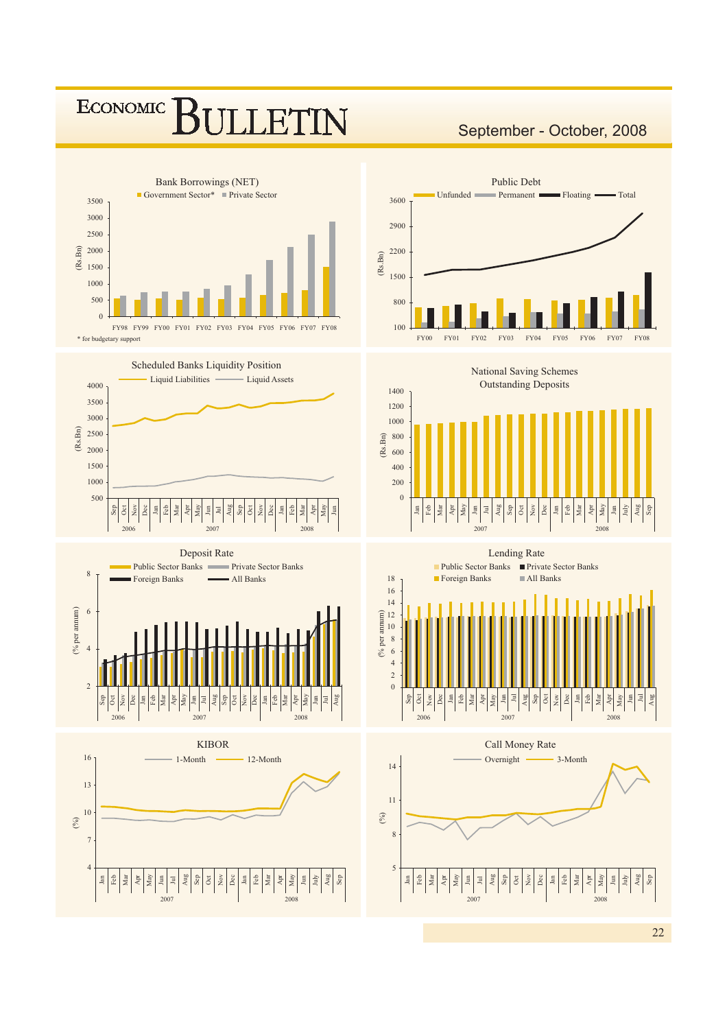## Bank Borrowings (NET)

Government Sector* | Private Sector

(Rs.Bn)

FY98 FY99 FY00 FY01 FY02 FY03 FY04 FY05 FY06 FY07 FY08

\* for budgetary support

## Public Debt

Unfunded | Permanent | Floating | Total

(Rs.Bn)

FY00 FY01 FY02 FY03 FY04 FY05 FY06 FY07 FY08

## Scheduled Banks Liquidity Position

Liquid Liabilities | Liquid Assets

(Rs.Bn)

2006 2007 2008

## National Saving Schemes Outstanding Deposits

(Rs.Bn)

2007 2008

## Deposit Rate

Public Sector Banks | Private Sector Banks | Foreign Banks | All Banks

(% per annum)

2006 2007 2008

## Lending Rate

Public Sector Banks | Private Sector Banks | Foreign Banks | All Banks

(% per annum)

2006 2007 2008

## KIBOR

1-Month | 12-Month

(%)

2007 2008

## Call Money Rate

Overnight | 3-Month

(%)

2007 2008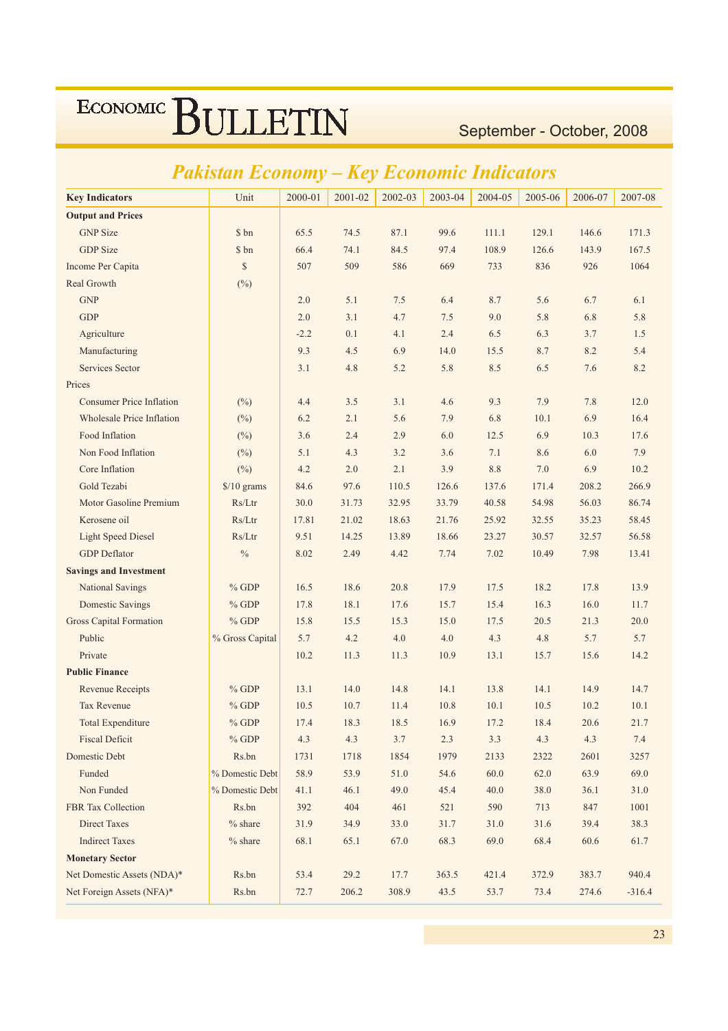## Pakistan Economy – Key Economic Indicators

| Key Indicators | Unit | 2000-01 | 2001-02 | 2002-03 | 2003-04 | 2004-05 | 2005-06 | 2006-07 | 2007-08 |
|---|---|---|---|---|---|---|---|---|---|
| **Output and Prices** | | | | | | | | | |
| GNP Size | $ bn | 65.5 | 74.5 | 87.1 | 99.6 | 111.1 | 129.1 | 146.6 | 171.3 |
| GDP Size | $ bn | 66.4 | 74.1 | 84.5 | 97.4 | 108.9 | 126.6 | 143.9 | 167.5 |
| Income Per Capita | $ | 507 | 509 | 586 | 669 | 733 | 836 | 926 | 1064 |
| Real Growth | (%) | | | | | | | | |
| GNP | | 2.0 | 5.1 | 7.5 | 6.4 | 8.7 | 5.6 | 6.7 | 6.1 |
| GDP | | 2.0 | 3.1 | 4.7 | 7.5 | 9.0 | 5.8 | 6.8 | 5.8 |
| Agriculture | | -2.2 | 0.1 | 4.1 | 2.4 | 6.5 | 6.3 | 3.7 | 1.5 |
| Manufacturing | | 9.3 | 4.5 | 6.9 | 14.0 | 15.5 | 8.7 | 8.2 | 5.4 |
| Services Sector | | 3.1 | 4.8 | 5.2 | 5.8 | 8.5 | 6.5 | 7.6 | 8.2 |
| Prices | | | | | | | | | |
| Consumer Price Inflation | (%) | 4.4 | 3.5 | 3.1 | 4.6 | 9.3 | 7.9 | 7.8 | 12.0 |
| Wholesale Price Inflation | (%) | 6.2 | 2.1 | 5.6 | 7.9 | 6.8 | 10.1 | 6.9 | 16.4 |
| Food Inflation | (%) | 3.6 | 2.4 | 2.9 | 6.0 | 12.5 | 6.9 | 10.3 | 17.6 |
| Non Food Inflation | (%) | 5.1 | 4.3 | 3.2 | 3.6 | 7.1 | 8.6 | 6.0 | 7.9 |
| Core Inflation | (%) | 4.2 | 2.0 | 2.1 | 3.9 | 8.8 | 7.0 | 6.9 | 10.2 |
| Gold Tezabi | $/10 grams | 84.6 | 97.6 | 110.5 | 126.6 | 137.6 | 171.4 | 208.2 | 266.9 |
| Motor Gasoline Premium | Rs/Ltr | 30.0 | 31.73 | 32.95 | 33.79 | 40.58 | 54.98 | 56.03 | 86.74 |
| Kerosene oil | Rs/Ltr | 17.81 | 21.02 | 18.63 | 21.76 | 25.92 | 32.55 | 35.23 | 58.45 |
| Light Speed Diesel | Rs/Ltr | 9.51 | 14.25 | 13.89 | 18.66 | 23.27 | 30.57 | 32.57 | 56.58 |
| GDP Deflator | % | 8.02 | 2.49 | 4.42 | 7.74 | 7.02 | 10.49 | 7.98 | 13.41 |
| **Savings and Investment** | | | | | | | | | |
| National Savings | % GDP | 16.5 | 18.6 | 20.8 | 17.9 | 17.5 | 18.2 | 17.8 | 13.9 |
| Domestic Savings | % GDP | 17.8 | 18.1 | 17.6 | 15.7 | 15.4 | 16.3 | 16.0 | 11.7 |
| Gross Capital Formation | % GDP | 15.8 | 15.5 | 15.3 | 15.0 | 17.5 | 20.5 | 21.3 | 20.0 |
| Public | % Gross Capital | 5.7 | 4.2 | 4.0 | 4.0 | 4.3 | 4.8 | 5.7 | 5.7 |
| Private | | 10.2 | 11.3 | 11.3 | 10.9 | 13.1 | 15.7 | 15.6 | 14.2 |
| **Public Finance** | | | | | | | | | |
| Revenue Receipts | % GDP | 13.1 | 14.0 | 14.8 | 14.1 | 13.8 | 14.1 | 14.9 | 14.7 |
| Tax Revenue | % GDP | 10.5 | 10.7 | 11.4 | 10.8 | 10.1 | 10.5 | 10.2 | 10.1 |
| Total Expenditure | % GDP | 17.4 | 18.3 | 18.5 | 16.9 | 17.2 | 18.4 | 20.6 | 21.7 |
| Fiscal Deficit | % GDP | 4.3 | 4.3 | 3.7 | 2.3 | 3.3 | 4.3 | 4.3 | 7.4 |
| Domestic Debt | Rs.bn | 1731 | 1718 | 1854 | 1979 | 2133 | 2322 | 2601 | 3257 |
| Funded | % Domestic Debt | 58.9 | 53.9 | 51.0 | 54.6 | 60.0 | 62.0 | 63.9 | 69.0 |
| Non Funded | % Domestic Debt | 41.1 | 46.1 | 49.0 | 45.4 | 40.0 | 38.0 | 36.1 | 31.0 |
| FBR Tax Collection | Rs.bn | 392 | 404 | 461 | 521 | 590 | 713 | 847 | 1001 |
| Direct Taxes | % share | 31.9 | 34.9 | 33.0 | 31.7 | 31.0 | 31.6 | 39.4 | 38.3 |
| Indirect Taxes | % share | 68.1 | 65.1 | 67.0 | 68.3 | 69.0 | 68.4 | 60.6 | 61.7 |
| **Monetary Sector** | | | | | | | | | |
| Net Domestic Assets (NDA)* | Rs.bn | 53.4 | 29.2 | 17.7 | 363.5 | 421.4 | 372.9 | 383.7 | 940.4 |
| Net Foreign Assets (NFA)* | Rs.bn | 72.7 | 206.2 | 308.9 | 43.5 | 53.7 | 73.4 | 274.6 | -316.4 |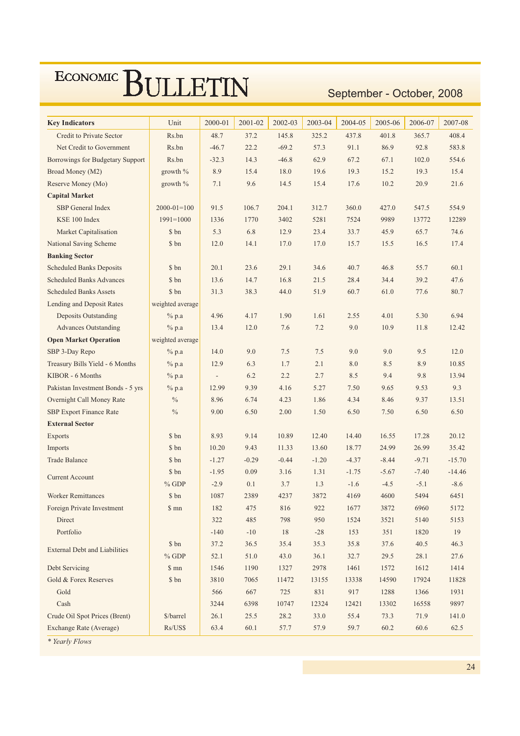| Key Indicators | Unit | 2000-01 | 2001-02 | 2002-03 | 2003-04 | 2004-05 | 2005-06 | 2006-07 | 2007-08 |
|---|---|---|---|---|---|---|---|---|---|
| Credit to Private Sector | Rs.bn | 48.7 | 37.2 | 145.8 | 325.2 | 437.8 | 401.8 | 365.7 | 408.4 |
| Net Credit to Government | Rs.bn | -46.7 | 22.2 | -69.2 | 57.3 | 91.1 | 86.9 | 92.8 | 583.8 |
| Borrowings for Budgetary Support | Rs.bn | -32.3 | 14.3 | -46.8 | 62.9 | 67.2 | 67.1 | 102.0 | 554.6 |
| Broad Money (M2) | growth % | 8.9 | 15.4 | 18.0 | 19.6 | 19.3 | 15.2 | 19.3 | 15.4 |
| Reserve Money (Mo) | growth % | 7.1 | 9.6 | 14.5 | 15.4 | 17.6 | 10.2 | 20.9 | 21.6 |
| **Capital Market** | | | | | | | | | |
| SBP General Index | 2000-01=100 | 91.5 | 106.7 | 204.1 | 312.7 | 360.0 | 427.0 | 547.5 | 554.9 |
| KSE 100 Index | 1991=1000 | 1336 | 1770 | 3402 | 5281 | 7524 | 9989 | 13772 | 12289 |
| Market Capitalisation | $ bn | 5.3 | 6.8 | 12.9 | 23.4 | 33.7 | 45.9 | 65.7 | 74.6 |
| National Saving Scheme | $ bn | 12.0 | 14.1 | 17.0 | 17.0 | 15.7 | 15.5 | 16.5 | 17.4 |
| **Banking Sector** | | | | | | | | | |
| Scheduled Banks Deposits | $ bn | 20.1 | 23.6 | 29.1 | 34.6 | 40.7 | 46.8 | 55.7 | 60.1 |
| Scheduled Banks Advances | $ bn | 13.6 | 14.7 | 16.8 | 21.5 | 28.4 | 34.4 | 39.2 | 47.6 |
| Scheduled Banks Assets | $ bn | 31.3 | 38.3 | 44.0 | 51.9 | 60.7 | 61.0 | 77.6 | 80.7 |
| Lending and Deposit Rates | weighted average | | | | | | | | |
| Deposits Outstanding | % p.a | 4.96 | 4.17 | 1.90 | 1.61 | 2.55 | 4.01 | 5.30 | 6.94 |
| Advances Outstanding | % p.a | 13.4 | 12.0 | 7.6 | 7.2 | 9.0 | 10.9 | 11.8 | 12.42 |
| **Open Market Operation** | weighted average | | | | | | | | |
| SBP 3-Day Repo | % p.a | 14.0 | 9.0 | 7.5 | 7.5 | 9.0 | 9.0 | 9.5 | 12.0 |
| Treasury Bills Yield - 6 Months | % p.a | 12.9 | 6.3 | 1.7 | 2.1 | 8.0 | 8.5 | 8.9 | 10.85 |
| KIBOR - 6 Months | % p.a | - | 6.2 | 2.2 | 2.7 | 8.5 | 9.4 | 9.8 | 13.94 |
| Pakistan Investment Bonds - 5 yrs | % p.a | 12.99 | 9.39 | 4.16 | 5.27 | 7.50 | 9.65 | 9.53 | 9.3 |
| Overnight Call Money Rate | % | 8.96 | 6.74 | 4.23 | 1.86 | 4.34 | 8.46 | 9.37 | 13.51 |
| SBP Export Finance Rate | % | 9.00 | 6.50 | 2.00 | 1.50 | 6.50 | 7.50 | 6.50 | 6.50 |
| **External Sector** | | | | | | | | | |
| Exports | $ bn | 8.93 | 9.14 | 10.89 | 12.40 | 14.40 | 16.55 | 17.28 | 20.12 |
| Imports | $ bn | 10.20 | 9.43 | 11.33 | 13.60 | 18.77 | 24.99 | 26.99 | 35.42 |
| Trade Balance | $ bn | -1.27 | -0.29 | -0.44 | -1.20 | -4.37 | -8.44 | -9.71 | -15.70 |
| Current Account | $ bn | -1.95 | 0.09 | 3.16 | 1.31 | -1.75 | -5.67 | -7.40 | -14.46 |
| | % GDP | -2.9 | 0.1 | 3.7 | 1.3 | -1.6 | -4.5 | -5.1 | -8.6 |
| Worker Remittances | $ bn | 1087 | 2389 | 4237 | 3872 | 4169 | 4600 | 5494 | 6451 |
| Foreign Private Investment | $ mn | 182 | 475 | 816 | 922 | 1677 | 3872 | 6960 | 5172 |
| Direct | | 322 | 485 | 798 | 950 | 1524 | 3521 | 5140 | 5153 |
| Portfolio | | -140 | -10 | 18 | -28 | 153 | 351 | 1820 | 19 |
| External Debt and Liabilities | $ bn | 37.2 | 36.5 | 35.4 | 35.3 | 35.8 | 37.6 | 40.5 | 46.3 |
| | % GDP | 52.1 | 51.0 | 43.0 | 36.1 | 32.7 | 29.5 | 28.1 | 27.6 |
| Debt Servicing | $ mn | 1546 | 1190 | 1327 | 2978 | 1461 | 1572 | 1612 | 1414 |
| Gold & Forex Reserves | $ bn | 3810 | 7065 | 11472 | 13155 | 13338 | 14590 | 17924 | 11828 |
| Gold | | 566 | 667 | 725 | 831 | 917 | 1288 | 1366 | 1931 |
| Cash | | 3244 | 6398 | 10747 | 12324 | 12421 | 13302 | 16558 | 9897 |
| Crude Oil Spot Prices (Brent) | $/barrel | 26.1 | 25.5 | 28.2 | 33.0 | 55.4 | 73.3 | 71.9 | 141.0 |
| Exchange Rate (Average) | Rs/US$ | 63.4 | 60.1 | 57.7 | 57.9 | 59.7 | 60.2 | 60.6 | 62.5 |

*\* Yearly Flows*